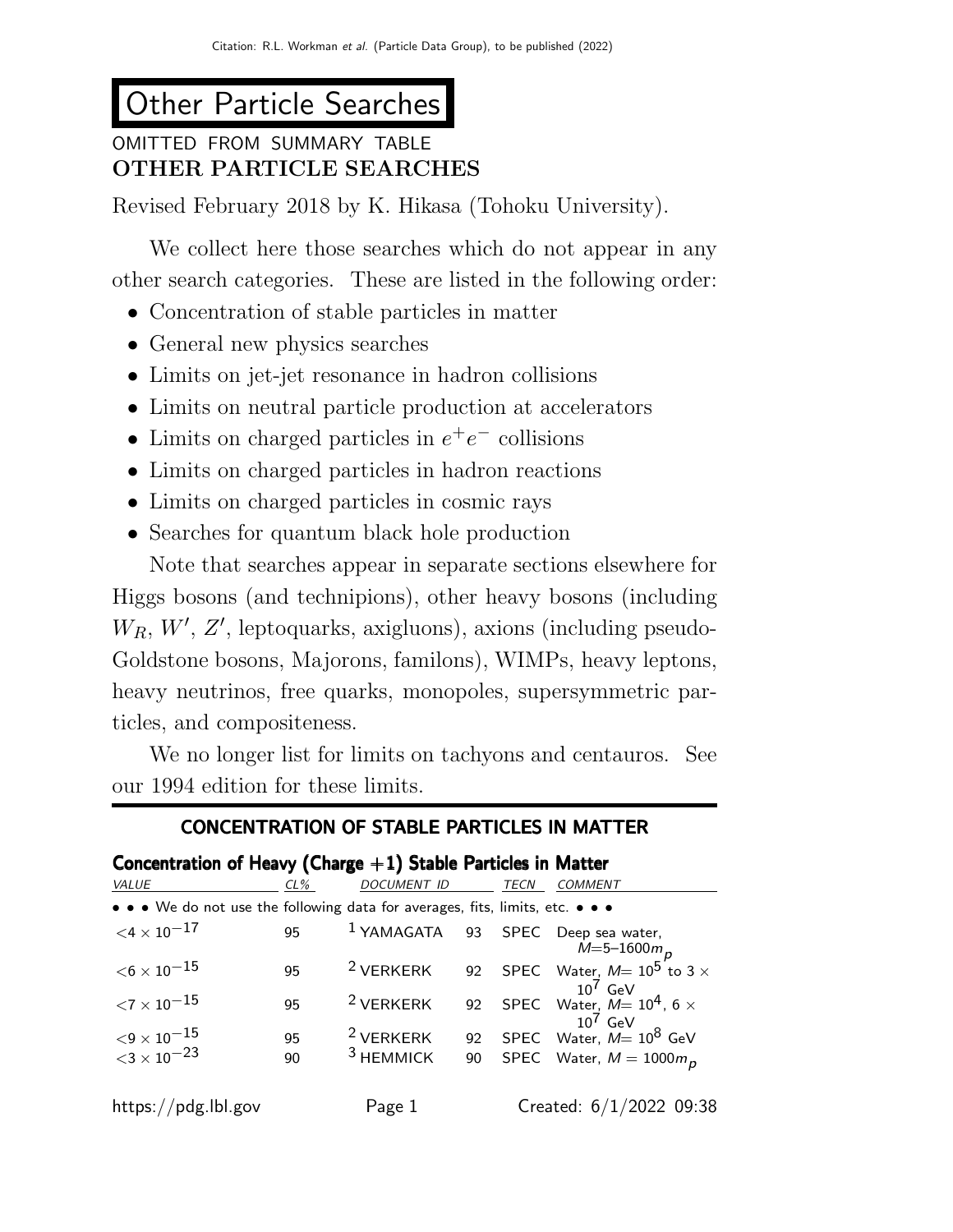# Other Particle Searches

OMITTED FROM SUMMARY TABLE

## OTHER PARTICLE SEARCHES

Revised February 2018 by K. Hikasa (Tohoku University).

We collect here those searches which do not appear in any other search categories. These are listed in the following order:

- Concentration of stable particles in matter
- General new physics searches
- Limits on jet-jet resonance in hadron collisions
- Limits on neutral particle production at accelerators
- Limits on charged particles in $e^+e^-$ collisions
- Limits on charged particles in hadron reactions
- Limits on charged particles in cosmic rays
- Searches for quantum black hole production

Note that searches appear in separate sections elsewhere for Higgs bosons (and technipions), other heavy bosons (including $W_R$, $W'$, $Z'$, leptoquarks, axigluons), axions (including pseudo-Goldstone bosons, Majorons, familons), WIMPs, heavy leptons, heavy neutrinos, free quarks, monopoles, supersymmetric particles, and compositeness.

We no longer list for limits on tachyons and centauros. See our 1994 edition for these limits.

## CONCENTRATION OF STABLE PARTICLES IN MATTER

### Concentration of Heavy (Charge +1) Stable Particles in Matter

| VALUE | CL% | DOCUMENT ID | | TECN | COMMENT |
|---|---|---|---|---|---|
| • • • We do not use the following data for averages, fits, limits, etc. • • • | | | | | |
| $<4 \times 10^{-17}$ | 95 | [1] YAMAGATA | 93 | SPEC | Deep sea water, $M$=5–1600$m_p$ |
| $<6 \times 10^{-15}$ | 95 | [2] VERKERK | 92 | SPEC | Water, $M$= $10^5$ to $3 \times 10^7$ GeV |
| $<7 \times 10^{-15}$ | 95 | [2] VERKERK | 92 | SPEC | Water, $M$= $10^4$, $6 \times 10^7$ GeV |
| $<9 \times 10^{-15}$ | 95 | [2] VERKERK | 92 | SPEC | Water, $M$= $10^8$ GeV |
| $<3 \times 10^{-23}$ | 90 | [3] HEMMICK | 90 | SPEC | Water, $M = 1000 m_p$ |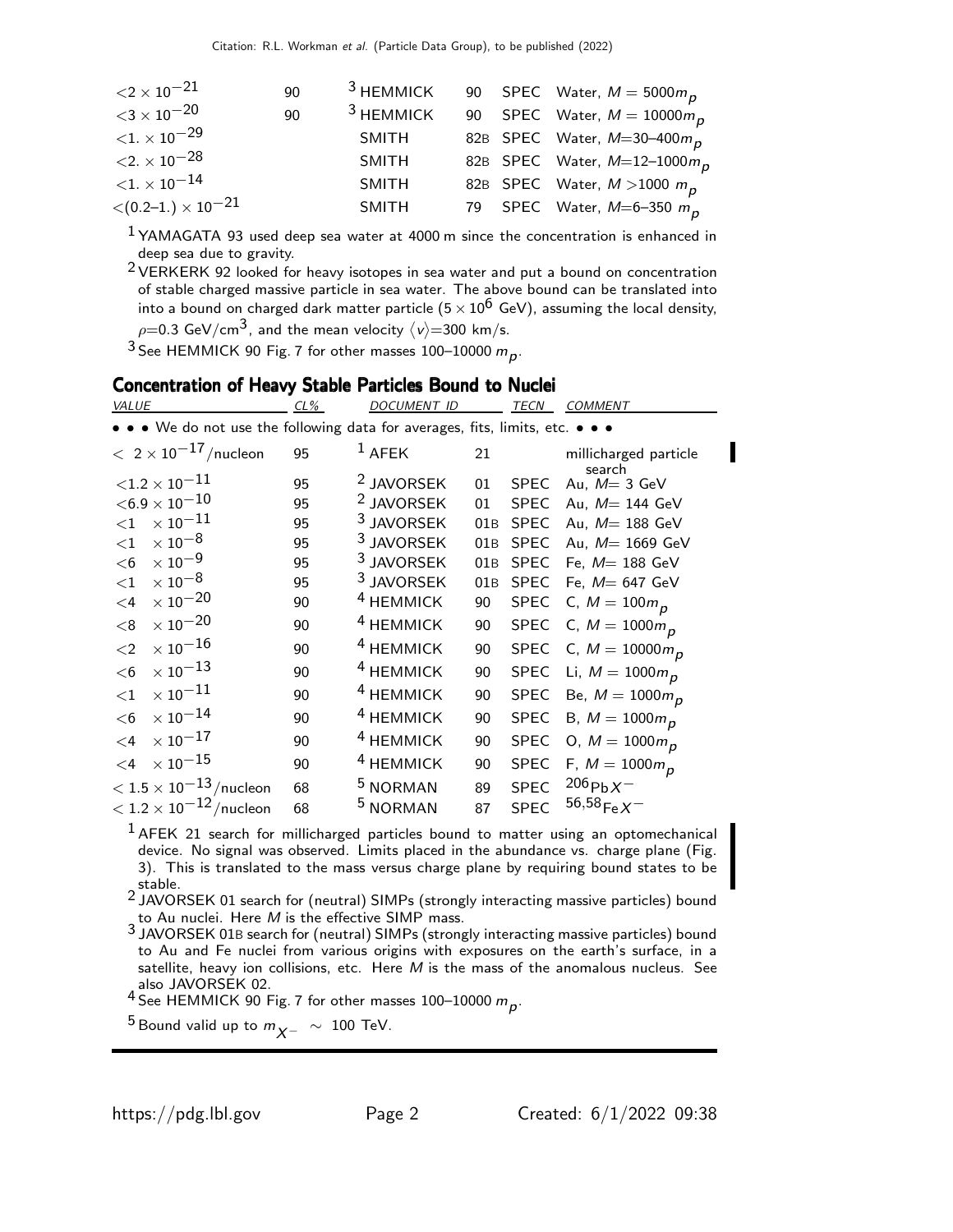| VALUE | CL% | DOCUMENT ID | | TECN | COMMENT |
|---|---|---|---|---|---|
| $<2 \times 10^{-21}$ | 90 | [3] HEMMICK | 90 | SPEC | Water, $M = 5000 m_p$ |
| $<3 \times 10^{-20}$ | 90 | [3] HEMMICK | 90 | SPEC | Water, $M = 10000 m_p$ |
| $<1. \times 10^{-29}$ | | SMITH | 82B | SPEC | Water, $M$=30–400$m_p$ |
| $<2. \times 10^{-28}$ | | SMITH | 82B | SPEC | Water, $M$=12–1000$m_p$ |
| $<1. \times 10^{-14}$ | | SMITH | 82B | SPEC | Water, $M >$1000 $m_p$ |
| $<(0.2–1.) \times 10^{-21}$ | | SMITH | 79 | SPEC | Water, $M$=6–350 $m_p$ |

[1] YAMAGATA 93 used deep sea water at 4000 m since the concentration is enhanced in deep sea due to gravity.

[2] VERKERK 92 looked for heavy isotopes in sea water and put a bound on concentration of stable charged massive particle in sea water. The above bound can be translated into into a bound on charged dark matter particle ($5 \times 10^6$ GeV), assuming the local density, $\rho$=0.3 GeV/cm$^3$, and the mean velocity $\langle v \rangle$=300 km/s.

[3] See HEMMICK 90 Fig. 7 for other masses 100–10000 $m_p$.

## Concentration of Heavy Stable Particles Bound to Nuclei

| VALUE | CL% | DOCUMENT ID | | TECN | COMMENT |
|---|---|---|---|---|---|
| • • • We do not use the following data for averages, fits, limits, etc. • • • | | | | | |
| $< 2 \times 10^{-17}$/nucleon | 95 | [1] AFEK | 21 | | millicharged particle search |
| $<1.2 \times 10^{-11}$ | 95 | [2] JAVORSEK | 01 | SPEC | Au, $M$= 3 GeV |
| $<6.9 \times 10^{-10}$ | 95 | [2] JAVORSEK | 01 | SPEC | Au, $M$= 144 GeV |
| $<1 \quad \times 10^{-11}$ | 95 | [3] JAVORSEK | 01B | SPEC | Au, $M$= 188 GeV |
| $<1 \quad \times 10^{-8}$ | 95 | [3] JAVORSEK | 01B | SPEC | Au, $M$= 1669 GeV |
| $<6 \quad \times 10^{-9}$ | 95 | [3] JAVORSEK | 01B | SPEC | Fe, $M$= 188 GeV |
| $<1 \quad \times 10^{-8}$ | 95 | [3] JAVORSEK | 01B | SPEC | Fe, $M$= 647 GeV |
| $<4 \quad \times 10^{-20}$ | 90 | [4] HEMMICK | 90 | SPEC | C, $M = 100 m_p$ |
| $<8 \quad \times 10^{-20}$ | 90 | [4] HEMMICK | 90 | SPEC | C, $M = 1000 m_p$ |
| $<2 \quad \times 10^{-16}$ | 90 | [4] HEMMICK | 90 | SPEC | C, $M = 10000 m_p$ |
| $<6 \quad \times 10^{-13}$ | 90 | [4] HEMMICK | 90 | SPEC | Li, $M = 1000 m_p$ |
| $<1 \quad \times 10^{-11}$ | 90 | [4] HEMMICK | 90 | SPEC | Be, $M = 1000 m_p$ |
| $<6 \quad \times 10^{-14}$ | 90 | [4] HEMMICK | 90 | SPEC | B, $M = 1000 m_p$ |
| $<4 \quad \times 10^{-17}$ | 90 | [4] HEMMICK | 90 | SPEC | O, $M = 1000 m_p$ |
| $<4 \quad \times 10^{-15}$ | 90 | [4] HEMMICK | 90 | SPEC | F, $M = 1000 m_p$ |
| $< 1.5 \times 10^{-13}$/nucleon | 68 | [5] NORMAN | 89 | SPEC | $^{206}$Pb$X^-$ |
| $< 1.2 \times 10^{-12}$/nucleon | 68 | [5] NORMAN | 87 | SPEC | $^{56,58}$Fe$X^-$ |

[1] AFEK 21 search for millicharged particles bound to matter using an optomechanical device. No signal was observed. Limits placed in the abundance vs. charge plane (Fig. 3). This is translated to the mass versus charge plane by requiring bound states to be stable.

[2] JAVORSEK 01 search for (neutral) SIMPs (strongly interacting massive particles) bound to Au nuclei. Here $M$ is the effective SIMP mass.

[3] JAVORSEK 01B search for (neutral) SIMPs (strongly interacting massive particles) bound to Au and Fe nuclei from various origins with exposures on the earth's surface, in a satellite, heavy ion collisions, etc. Here $M$ is the mass of the anomalous nucleus. See also JAVORSEK 02.

[4] See HEMMICK 90 Fig. 7 for other masses 100–10000 $m_p$.

[5] Bound valid up to $m_{X^-} \sim$ 100 TeV.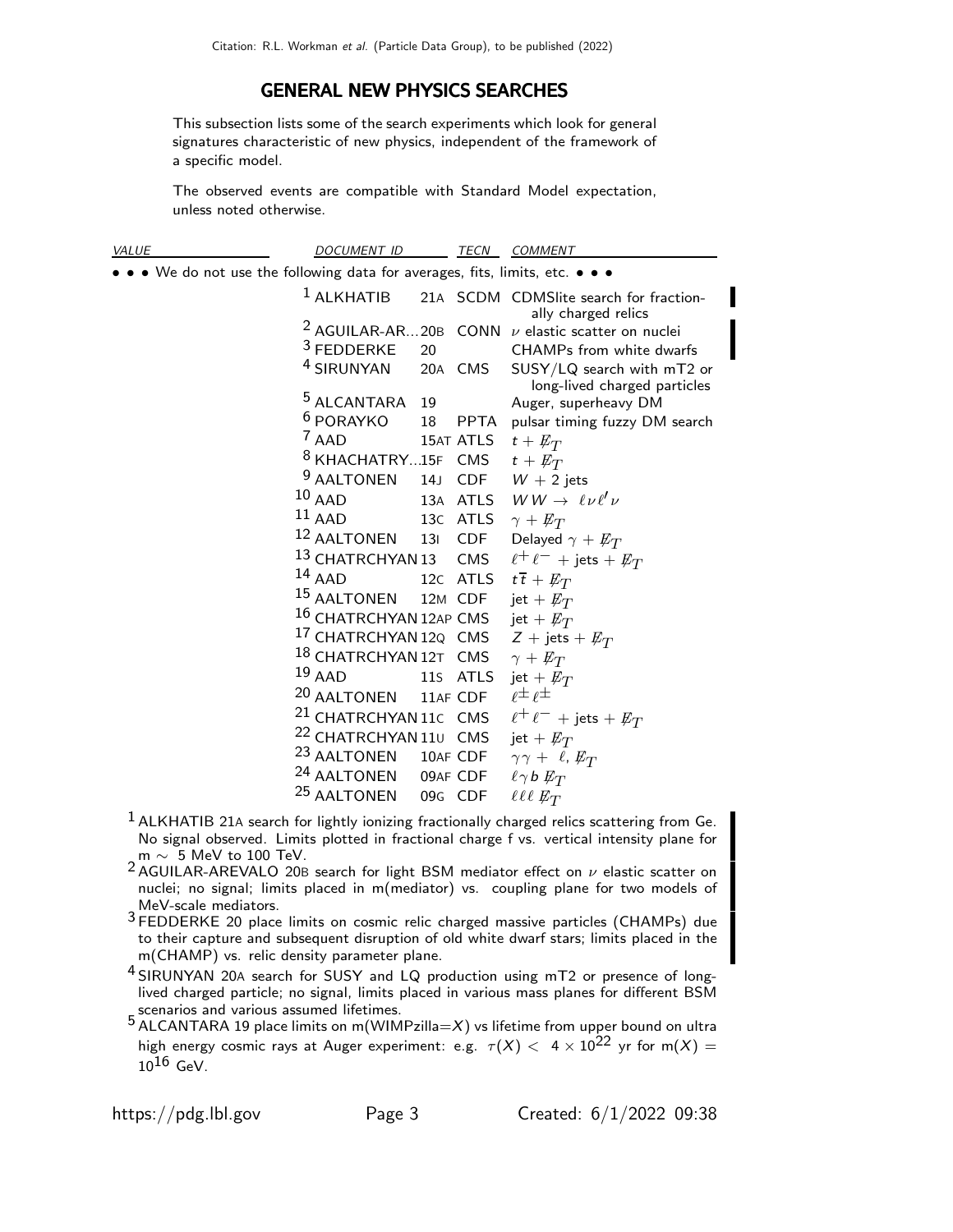## GENERAL NEW PHYSICS SEARCHES

This subsection lists some of the search experiments which look for general signatures characteristic of new physics, independent of the framework of a specific model.

The observed events are compatible with Standard Model expectation, unless noted otherwise.

| VALUE | DOCUMENT ID | | TECN | COMMENT |
|---|---|---|---|---|
| • • • We do not use the following data for averages, fits, limits, etc. • • • | | | | |
| | [1] ALKHATIB | 21A | SCDM | CDMSlite search for fractionally charged relics |
| | [2] AGUILAR-AR... | 20B | CONN | $\nu$ elastic scatter on nuclei |
| | [3] FEDDERKE | 20 | | CHAMPs from white dwarfs |
| | [4] SIRUNYAN | 20A | CMS | SUSY/LQ search with mT2 or long-lived charged particles |
| | [5] ALCANTARA | 19 | | Auger, superheavy DM |
| | [6] PORAYKO | 18 | PPTA | pulsar timing fuzzy DM search |
| | [7] AAD | 15AT | ATLS | $t + \not{E}_T$ |
| | [8] KHACHATRY... | 15F | CMS | $t + \not{E}_T$ |
| | [9] AALTONEN | 14J | CDF | $W$ + 2 jets |
| | [10] AAD | 13A | ATLS | $WW \rightarrow \ell\nu\ell'\nu$ |
| | [11] AAD | 13C | ATLS | $\gamma + \not{E}_T$ |
| | [12] AALTONEN | 13I | CDF | Delayed $\gamma + \not{E}_T$ |
| | [13] CHATRCHYAN | 13 | CMS | $\ell^+\ell^-$ + jets + $\not{E}_T$ |
| | [14] AAD | 12C | ATLS | $t\overline{t} + \not{E}_T$ |
| | [15] AALTONEN | 12M | CDF | jet + $\not{E}_T$ |
| | [16] CHATRCHYAN | 12AP | CMS | jet + $\not{E}_T$ |
| | [17] CHATRCHYAN | 12Q | CMS | $Z$ + jets + $\not{E}_T$ |
| | [18] CHATRCHYAN | 12T | CMS | $\gamma + \not{E}_T$ |
| | [19] AAD | 11S | ATLS | jet + $\not{E}_T$ |
| | [20] AALTONEN | 11AF | CDF | $\ell^\pm\ell^\pm$ |
| | [21] CHATRCHYAN | 11C | CMS | $\ell^+\ell^-$ + jets + $\not{E}_T$ |
| | [22] CHATRCHYAN | 11U | CMS | jet + $\not{E}_T$ |
| | [23] AALTONEN | 10AF | CDF | $\gamma\gamma + \ell, \not{E}_T$ |
| | [24] AALTONEN | 09AF | CDF | $\ell\gamma b \not{E}_T$ |
| | [25] AALTONEN | 09G | CDF | $\ell\ell\ell \not{E}_T$ |

[1] ALKHATIB 21A search for lightly ionizing fractionally charged relics scattering from Ge. No signal observed. Limits plotted in fractional charge f vs. vertical intensity plane for m $\sim$ 5 MeV to 100 TeV.

[2] AGUILAR-AREVALO 20B search for light BSM mediator effect on $\nu$ elastic scatter on nuclei; no signal; limits placed in m(mediator) vs. coupling plane for two models of MeV-scale mediators.

[3] FEDDERKE 20 place limits on cosmic relic charged massive particles (CHAMPs) due to their capture and subsequent disruption of old white dwarf stars; limits placed in the m(CHAMP) vs. relic density parameter plane.

[4] SIRUNYAN 20A search for SUSY and LQ production using mT2 or presence of long-lived charged particle; no signal, limits placed in various mass planes for different BSM scenarios and various assumed lifetimes.

[5] ALCANTARA 19 place limits on m(WIMPzilla=$X$) vs lifetime from upper bound on ultra high energy cosmic rays at Auger experiment: e.g. $\tau(X) < 4 \times 10^{22}$ yr for m($X$) = $10^{16}$ GeV.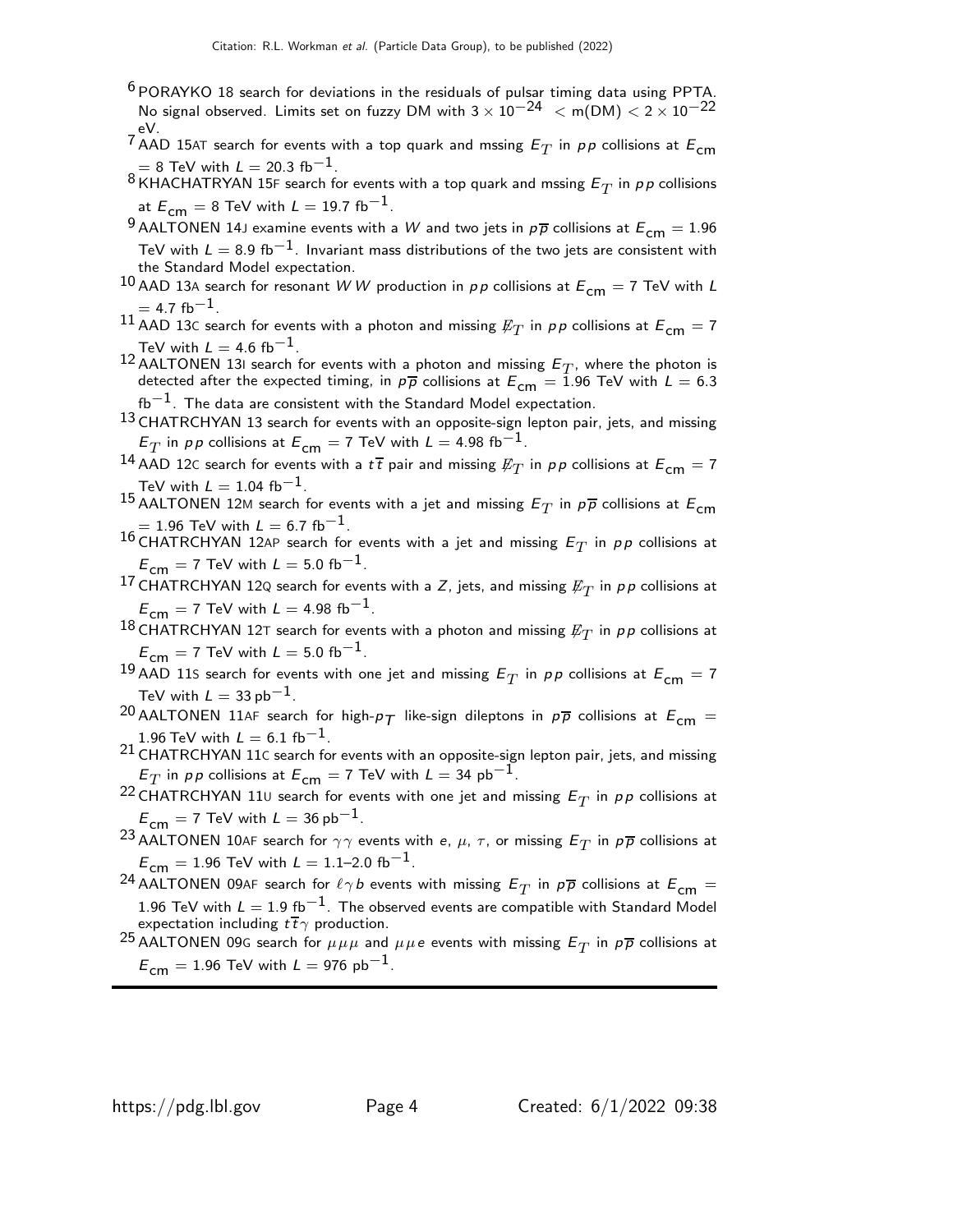[6] PORAYKO 18 search for deviations in the residuals of pulsar timing data using PPTA. No signal observed. Limits set on fuzzy DM with $3 \times 10^{-24} < \text{m(DM)} < 2 \times 10^{-22}$ eV.

[7] AAD 15AT search for events with a top quark and mssing $E_T$ in $pp$ collisions at $E_{\text{cm}} = 8$ TeV with $L = 20.3$ fb$^{-1}$.

[8] KHACHATRYAN 15F search for events with a top quark and mssing $E_T$ in $pp$ collisions at $E_{\text{cm}} = 8$ TeV with $L = 19.7$ fb$^{-1}$.

[9] AALTONEN 14J examine events with a $W$ and two jets in $p\overline{p}$ collisions at $E_{\text{cm}} = 1.96$ TeV with $L = 8.9$ fb$^{-1}$. Invariant mass distributions of the two jets are consistent with the Standard Model expectation.

[10] AAD 13A search for resonant $WW$ production in $pp$ collisions at $E_{\text{cm}} = 7$ TeV with $L = 4.7$ fb$^{-1}$.

[11] AAD 13C search for events with a photon and missing $\not{E}_T$ in $pp$ collisions at $E_{\text{cm}} = 7$ TeV with $L = 4.6$ fb$^{-1}$.

[12] AALTONEN 13I search for events with a photon and missing $E_T$, where the photon is detected after the expected timing, in $p\overline{p}$ collisions at $E_{\text{cm}} = 1.96$ TeV with $L = 6.3$ fb$^{-1}$. The data are consistent with the Standard Model expectation.

[13] CHATRCHYAN 13 search for events with an opposite-sign lepton pair, jets, and missing $E_T$ in $pp$ collisions at $E_{\text{cm}} = 7$ TeV with $L = 4.98$ fb$^{-1}$.

[14] AAD 12C search for events with a $t\overline{t}$ pair and missing $\not{E}_T$ in $pp$ collisions at $E_{\text{cm}} = 7$ TeV with $L = 1.04$ fb$^{-1}$.

[15] AALTONEN 12M search for events with a jet and missing $E_T$ in $p\overline{p}$ collisions at $E_{\text{cm}} = 1.96$ TeV with $L = 6.7$ fb$^{-1}$.

[16] CHATRCHYAN 12AP search for events with a jet and missing $E_T$ in $pp$ collisions at $E_{\text{cm}} = 7$ TeV with $L = 5.0$ fb$^{-1}$.

[17] CHATRCHYAN 12Q search for events with a $Z$, jets, and missing $\not{E}_T$ in $pp$ collisions at $E_{\text{cm}} = 7$ TeV with $L = 4.98$ fb$^{-1}$.

[18] CHATRCHYAN 12T search for events with a photon and missing $\not{E}_T$ in $pp$ collisions at $E_{\text{cm}} = 7$ TeV with $L = 5.0$ fb$^{-1}$.

[19] AAD 11S search for events with one jet and missing $E_T$ in $pp$ collisions at $E_{\text{cm}} = 7$ TeV with $L = 33$ pb$^{-1}$.

[20] AALTONEN 11AF search for high-$p_T$ like-sign dileptons in $p\overline{p}$ collisions at $E_{\text{cm}} = 1.96$ TeV with $L = 6.1$ fb$^{-1}$.

[21] CHATRCHYAN 11C search for events with an opposite-sign lepton pair, jets, and missing $E_T$ in $pp$ collisions at $E_{\text{cm}} = 7$ TeV with $L = 34$ pb$^{-1}$.

[22] CHATRCHYAN 11U search for events with one jet and missing $E_T$ in $pp$ collisions at $E_{\text{cm}} = 7$ TeV with $L = 36$ pb$^{-1}$.

[23] AALTONEN 10AF search for $\gamma\gamma$ events with $e$, $\mu$, $\tau$, or missing $E_T$ in $p\overline{p}$ collisions at $E_{\text{cm}} = 1.96$ TeV with $L = 1.1$–$2.0$ fb$^{-1}$.

[24] AALTONEN 09AF search for $\ell\gamma b$ events with missing $E_T$ in $p\overline{p}$ collisions at $E_{\text{cm}} = 1.96$ TeV with $L = 1.9$ fb$^{-1}$. The observed events are compatible with Standard Model expectation including $t\overline{t}\gamma$ production.

[25] AALTONEN 09G search for $\mu\mu\mu$ and $\mu\mu e$ events with missing $E_T$ in $p\overline{p}$ collisions at $E_{\text{cm}} = 1.96$ TeV with $L = 976$ pb$^{-1}$.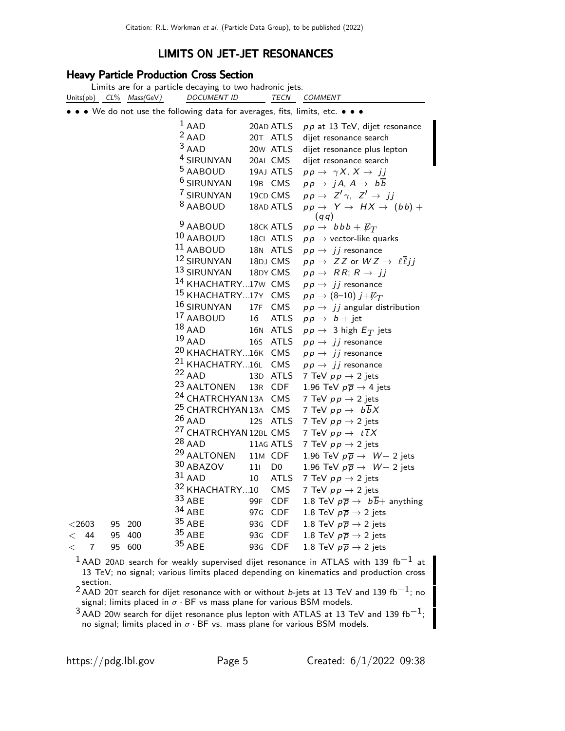## LIMITS ON JET-JET RESONANCES

### Heavy Particle Production Cross Section

Limits are for a particle decaying to two hadronic jets.

| Units(pb) | CL% | Mass(GeV) | DOCUMENT ID | | TECN | COMMENT |
|---|---|---|---|---|---|---|
| • • • We do not use the following data for averages, fits, limits, etc. • • • | | | | | | |
| | | | [1] AAD | 20AD | ATLS | $pp$ at 13 TeV, dijet resonance |
| | | | [2] AAD | 20T | ATLS | dijet resonance search |
| | | | [3] AAD | 20W | ATLS | dijet resonance plus lepton |
| | | | [4] SIRUNYAN | 20AI | CMS | dijet resonance search |
| | | | [5] AABOUD | 19AJ | ATLS | $pp \to \gamma X$, $X \to jj$ |
| | | | [6] SIRUNYAN | 19B | CMS | $pp \to jA$, $A \to b\overline{b}$ |
| | | | [7] SIRUNYAN | 19CD | CMS | $pp \to Z'\gamma$, $Z' \to jj$ |
| | | | [8] AABOUD | 18AD | ATLS | $pp \to Y \to HX \to (bb) + (qq)$ |
| | | | [9] AABOUD | 18CK | ATLS | $pp \to bbb + \not{E}_T$ |
| | | | [10] AABOUD | 18CL | ATLS | $pp \to$ vector-like quarks |
| | | | [11] AABOUD | 18N | ATLS | $pp \to jj$ resonance |
| | | | [12] SIRUNYAN | 18DJ | CMS | $pp \to ZZ$ or $WZ \to \ell\overline{\ell}jj$ |
| | | | [13] SIRUNYAN | 18DY | CMS | $pp \to RR$; $R \to jj$ |
| | | | [14] KHACHATRY... | 17W | CMS | $pp \to jj$ resonance |
| | | | [15] KHACHATRY... | 17Y | CMS | $pp \to$ (8–10) $j+\not{E}_T$ |
| | | | [16] SIRUNYAN | 17F | CMS | $pp \to jj$ angular distribution |
| | | | [17] AABOUD | 16 | ATLS | $pp \to b +$ jet |
| | | | [18] AAD | 16N | ATLS | $pp \to$ 3 high $E_T$ jets |
| | | | [19] AAD | 16S | ATLS | $pp \to jj$ resonance |
| | | | [20] KHACHATRY... | 16K | CMS | $pp \to jj$ resonance |
| | | | [21] KHACHATRY... | 16L | CMS | $pp \to jj$ resonance |
| | | | [22] AAD | 13D | ATLS | 7 TeV $pp \to$ 2 jets |
| | | | [23] AALTONEN | 13R | CDF | 1.96 TeV $p\overline{p} \to$ 4 jets |
| | | | [24] CHATRCHYAN | 13A | CMS | 7 TeV $pp \to$ 2 jets |
| | | | [25] CHATRCHYAN | 13A | CMS | 7 TeV $pp \to b\overline{b}X$ |
| | | | [26] AAD | 12S | ATLS | 7 TeV $pp \to$ 2 jets |
| | | | [27] CHATRCHYAN | 12BL | CMS | 7 TeV $pp \to t\overline{t}X$ |
| | | | [28] AAD | 11AG | ATLS | 7 TeV $pp \to$ 2 jets |
| | | | [29] AALTONEN | 11M | CDF | 1.96 TeV $p\overline{p} \to W+$ 2 jets |
| | | | [30] ABAZOV | 11I | D0 | 1.96 TeV $p\overline{p} \to W+$ 2 jets |
| | | | [31] AAD | 10 | ATLS | 7 TeV $pp \to$ 2 jets |
| | | | [32] KHACHATRY... | 10 | CMS | 7 TeV $pp \to$ 2 jets |
| | | | [33] ABE | 99F | CDF | 1.8 TeV $p\overline{p} \to b\overline{b}+$ anything |
| | | | [34] ABE | 97G | CDF | 1.8 TeV $p\overline{p} \to$ 2 jets |
| <2603 | 95 | 200 | [35] ABE | 93G | CDF | 1.8 TeV $p\overline{p} \to$ 2 jets |
| < 44 | 95 | 400 | [35] ABE | 93G | CDF | 1.8 TeV $p\overline{p} \to$ 2 jets |
| < 7 | 95 | 600 | [35] ABE | 93G | CDF | 1.8 TeV $p\overline{p} \to$ 2 jets |

[1] AAD 20AD search for weakly supervised dijet resonance in ATLAS with 139 $\text{fb}^{-1}$ at 13 TeV; no signal; various limits placed depending on kinematics and production cross section.

[2] AAD 20T search for dijet resonance with or without $b$-jets at 13 TeV and 139 $\text{fb}^{-1}$; no signal; limits placed in $\sigma \cdot$ BF vs mass plane for various BSM models.

[3] AAD 20W search for dijet resonance plus lepton with ATLAS at 13 TeV and 139 $\text{fb}^{-1}$; no signal; limits placed in $\sigma \cdot$ BF vs. mass plane for various BSM models.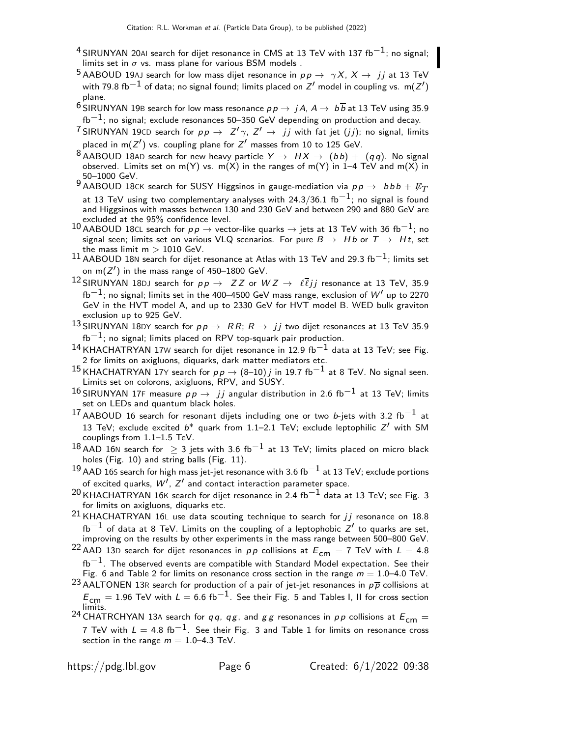[4] SIRUNYAN 20AI search for dijet resonance in CMS at 13 TeV with 137 $\mathrm{fb}^{-1}$; no signal; limits set in $\sigma$ vs. mass plane for various BSM models .

[5] AABOUD 19AJ search for low mass dijet resonance in $pp \rightarrow \gamma X$, $X \rightarrow jj$ at 13 TeV with 79.8 $\mathrm{fb}^{-1}$ of data; no signal found; limits placed on $Z'$ model in coupling vs. m($Z'$) plane.

[6] SIRUNYAN 19B search for low mass resonance $pp \rightarrow jA$, $A \rightarrow b\overline{b}$ at 13 TeV using 35.9 $\mathrm{fb}^{-1}$; no signal; exclude resonances 50–350 GeV depending on production and decay.

[7] SIRUNYAN 19CD search for $pp \rightarrow Z'\gamma$, $Z' \rightarrow jj$ with fat jet ($jj$); no signal, limits placed in m($Z'$) vs. coupling plane for $Z'$ masses from 10 to 125 GeV.

[8] AABOUD 18AD search for new heavy particle $Y \rightarrow HX \rightarrow (bb) + (qq)$. No signal observed. Limits set on m(Y) vs. m(X) in the ranges of m(Y) in 1–4 TeV and m(X) in 50–1000 GeV.

[9] AABOUD 18CK search for SUSY Higgsinos in gauge-mediation via $pp \rightarrow bbb + \not\!\!E_T$ at 13 TeV using two complementary analyses with 24.3/36.1 $\mathrm{fb}^{-1}$; no signal is found and Higgsinos with masses between 130 and 230 GeV and between 290 and 880 GeV are excluded at the 95% confidence level.

[10] AABOUD 18CL search for $pp \rightarrow$ vector-like quarks $\rightarrow$ jets at 13 TeV with 36 $\mathrm{fb}^{-1}$; no signal seen; limits set on various VLQ scenarios. For pure $B \rightarrow Hb$ or $T \rightarrow Ht$, set the mass limit m $>$ 1010 GeV.

[11] AABOUD 18N search for dijet resonance at Atlas with 13 TeV and 29.3 $\mathrm{fb}^{-1}$; limits set on m($Z'$) in the mass range of 450–1800 GeV.

[12] SIRUNYAN 18DJ search for $pp \rightarrow ZZ$ or $WZ \rightarrow \ell\overline{\ell}jj$ resonance at 13 TeV, 35.9 $\mathrm{fb}^{-1}$; no signal; limits set in the 400–4500 GeV mass range, exclusion of $W'$ up to 2270 GeV in the HVT model A, and up to 2330 GeV for HVT model B. WED bulk graviton exclusion up to 925 GeV.

[13] SIRUNYAN 18DY search for $pp \rightarrow RR$; $R \rightarrow jj$ two dijet resonances at 13 TeV 35.9 $\mathrm{fb}^{-1}$; no signal; limits placed on RPV top-squark pair production.

[14] KHACHATRYAN 17W search for dijet resonance in 12.9 $\mathrm{fb}^{-1}$ data at 13 TeV; see Fig. 2 for limits on axigluons, diquarks, dark matter mediators etc.

[15] KHACHATRYAN 17Y search for $pp \rightarrow$ (8–10) $j$ in 19.7 $\mathrm{fb}^{-1}$ at 8 TeV. No signal seen. Limits set on colorons, axigluons, RPV, and SUSY.

[16] SIRUNYAN 17F measure $pp \rightarrow jj$ angular distribution in 2.6 $\mathrm{fb}^{-1}$ at 13 TeV; limits set on LEDs and quantum black holes.

[17] AABOUD 16 search for resonant dijets including one or two $b$-jets with 3.2 $\mathrm{fb}^{-1}$ at 13 TeV; exclude excited $b^*$ quark from 1.1–2.1 TeV; exclude leptophilic $Z'$ with SM couplings from 1.1–1.5 TeV.

[18] AAD 16N search for $\geq 3$ jets with 3.6 $\mathrm{fb}^{-1}$ at 13 TeV; limits placed on micro black holes (Fig. 10) and string balls (Fig. 11).

[19] AAD 16S search for high mass jet-jet resonance with 3.6 $\mathrm{fb}^{-1}$ at 13 TeV; exclude portions of excited quarks, $W'$, $Z'$ and contact interaction parameter space.

[20] KHACHATRYAN 16K search for dijet resonance in 2.4 $\mathrm{fb}^{-1}$ data at 13 TeV; see Fig. 3 for limits on axigluons, diquarks etc.

[21] KHACHATRYAN 16L use data scouting technique to search for $jj$ resonance on 18.8 $\mathrm{fb}^{-1}$ of data at 8 TeV. Limits on the coupling of a leptophobic $Z'$ to quarks are set, improving on the results by other experiments in the mass range between 500–800 GeV.

[22] AAD 13D search for dijet resonances in $pp$ collisions at $E_{\mathrm{cm}}$ = 7 TeV with $L$ = 4.8 $\mathrm{fb}^{-1}$. The observed events are compatible with Standard Model expectation. See their Fig. 6 and Table 2 for limits on resonance cross section in the range $m$ = 1.0–4.0 TeV.

[23] AALTONEN 13R search for production of a pair of jet-jet resonances in $p\overline{p}$ collisions at $E_{\mathrm{cm}}$ = 1.96 TeV with $L$ = 6.6 $\mathrm{fb}^{-1}$. See their Fig. 5 and Tables I, II for cross section limits.

[24] CHATRCHYAN 13A search for $qq$, $qg$, and $gg$ resonances in $pp$ collisions at $E_{\mathrm{cm}}$ = 7 TeV with $L$ = 4.8 $\mathrm{fb}^{-1}$. See their Fig. 3 and Table 1 for limits on resonance cross section in the range $m$ = 1.0–4.3 TeV.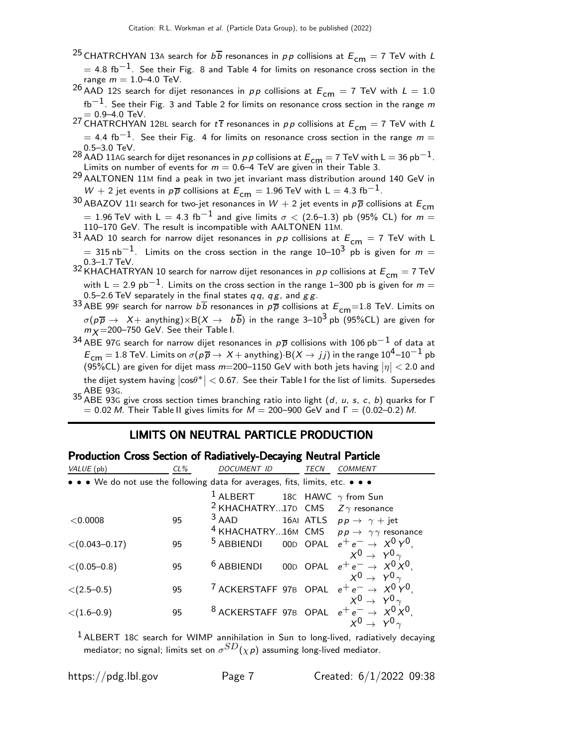[25] CHATRCHYAN 13A search for $b\overline{b}$ resonances in $pp$ collisions at $E_{\rm cm}$ = 7 TeV with $L$ = 4.8 fb$^{-1}$. See their Fig. 8 and Table 4 for limits on resonance cross section in the range $m$ = 1.0–4.0 TeV.

[26] AAD 12S search for dijet resonances in $pp$ collisions at $E_{\rm cm}$ = 7 TeV with $L$ = 1.0 fb$^{-1}$. See their Fig. 3 and Table 2 for limits on resonance cross section in the range $m$ = 0.9–4.0 TeV.

[27] CHATRCHYAN 12BL search for $t\overline{t}$ resonances in $pp$ collisions at $E_{\rm cm}$ = 7 TeV with $L$ = 4.4 fb$^{-1}$. See their Fig. 4 for limits on resonance cross section in the range $m$ = 0.5–3.0 TeV.

[28] AAD 11AG search for dijet resonances in $pp$ collisions at $E_{\rm cm}$ = 7 TeV with L = 36 pb$^{-1}$. Limits on number of events for $m$ = 0.6–4 TeV are given in their Table 3.

[29] AALTONEN 11M find a peak in two jet invariant mass distribution around 140 GeV in $W$ + 2 jet events in $p\overline{p}$ collisions at $E_{\rm cm}$ = 1.96 TeV with L = 4.3 fb$^{-1}$.

[30] ABAZOV 11I search for two-jet resonances in $W$ + 2 jet events in $p\overline{p}$ collisions at $E_{\rm cm}$ = 1.96 TeV with L = 4.3 fb$^{-1}$ and give limits $\sigma$ < (2.6–1.3) pb (95% CL) for $m$ = 110–170 GeV. The result is incompatible with AALTONEN 11M.

[31] AAD 10 search for narrow dijet resonances in $pp$ collisions at $E_{\rm cm}$ = 7 TeV with L = 315 nb$^{-1}$. Limits on the cross section in the range 10–10$^3$ pb is given for $m$ = 0.3–1.7 TeV.

[32] KHACHATRYAN 10 search for narrow dijet resonances in $pp$ collisions at $E_{\rm cm}$ = 7 TeV with L = 2.9 pb$^{-1}$. Limits on the cross section in the range 1–300 pb is given for $m$ = 0.5–2.6 TeV separately in the final states $qq$, $qg$, and $gg$.

[33] ABE 99F search for narrow $b\overline{b}$ resonances in $p\overline{p}$ collisions at $E_{\rm cm}$=1.8 TeV. Limits on $\sigma(p\overline{p} \to X+$ anything$)\times$B$(X \to b\overline{b})$ in the range 3–10$^3$ pb (95%CL) are given for $m_X$=200–750 GeV. See their Table I.

[34] ABE 97G search for narrow dijet resonances in $p\overline{p}$ collisions with 106 pb$^{-1}$ of data at $E_{\rm cm}$ = 1.8 TeV. Limits on $\sigma(p\overline{p} \to X+$ anything$)\cdot$B$(X \to jj)$ in the range 10$^4$–10$^{-1}$ pb (95%CL) are given for dijet mass $m$=200–1150 GeV with both jets having $|\eta|$ < 2.0 and the dijet system having $|\cos\theta^*|$ < 0.67. See their Table I for the list of limits. Supersedes ABE 93G.

[35] ABE 93G give cross section times branching ratio into light ($d$, $u$, $s$, $c$, $b$) quarks for $\Gamma$ = 0.02 $M$. Their Table II gives limits for $M$ = 200–900 GeV and $\Gamma$ = (0.02–0.2) $M$.

## LIMITS ON NEUTRAL PARTICLE PRODUCTION

### Production Cross Section of Radiatively-Decaying Neutral Particle

| VALUE (pb) | CL% | DOCUMENT ID | | TECN | COMMENT |
|---|---|---|---|---|---|
| • • • We do not use the following data for averages, fits, limits, etc. • • • | | | | | |
| | | [1] ALBERT | 18C | HAWC | $\gamma$ from Sun |
| | | [2] KHACHATRY...17D | | CMS | $Z\gamma$ resonance |
| <0.0008 | 95 | [3] AAD | 16AI | ATLS | $pp \to \gamma +$ jet |
| | | [4] KHACHATRY...16M | | CMS | $pp \to \gamma\gamma$ resonance |
| <(0.043–0.17) | 95 | [5] ABBIENDI | 00D | OPAL | $e^+e^- \to X^0Y^0$, $X^0 \to Y^0\gamma$ |
| <(0.05–0.8) | 95 | [6] ABBIENDI | 00D | OPAL | $e^+e^- \to X^0X^0$, $X^0 \to Y^0\gamma$ |
| <(2.5–0.5) | 95 | [7] ACKERSTAFF | 97B | OPAL | $e^+e^- \to X^0Y^0$, $X^0 \to Y^0\gamma$ |
| <(1.6–0.9) | 95 | [8] ACKERSTAFF | 97B | OPAL | $e^+e^- \to X^0X^0$, $X^0 \to Y^0\gamma$ |

[1] ALBERT 18C search for WIMP annihilation in Sun to long-lived, radiatively decaying mediator; no signal; limits set on $\sigma^{SD}(\chi p)$ assuming long-lived mediator.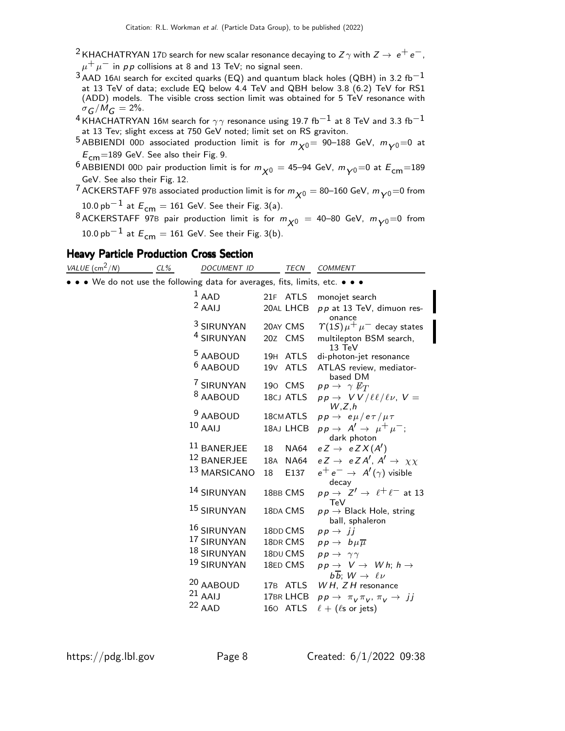[2] KHACHATRYAN 17D search for new scalar resonance decaying to $Z\gamma$ with $Z \rightarrow e^+e^-$, $\mu^+\mu^-$ in $pp$ collisions at 8 and 13 TeV; no signal seen.

[3] AAD 16AI search for excited quarks (EQ) and quantum black holes (QBH) in 3.2 fb$^{-1}$ at 13 TeV of data; exclude EQ below 4.4 TeV and QBH below 3.8 (6.2) TeV for RS1 (ADD) models. The visible cross section limit was obtained for 5 TeV resonance with $\sigma_G/M_G = 2\%$.

[4] KHACHATRYAN 16M search for $\gamma\gamma$ resonance using 19.7 fb$^{-1}$ at 8 TeV and 3.3 fb$^{-1}$ at 13 Tev; slight excess at 750 GeV noted; limit set on RS graviton.

[5] ABBIENDI 00D associated production limit is for $m_{X^0}$= 90–188 GeV, $m_{Y^0}$=0 at $E_{\rm cm}$=189 GeV. See also their Fig. 9.

[6] ABBIENDI 00D pair production limit is for $m_{X^0}$ = 45–94 GeV, $m_{Y^0}$=0 at $E_{\rm cm}$=189 GeV. See also their Fig. 12.

[7] ACKERSTAFF 97B associated production limit is for $m_{X^0}$ = 80–160 GeV, $m_{Y^0}$=0 from 10.0 pb$^{-1}$ at $E_{\rm cm}$ = 161 GeV. See their Fig. 3(a).

[8] ACKERSTAFF 97B pair production limit is for $m_{X^0}$ = 40–80 GeV, $m_{Y^0}$=0 from 10.0 pb$^{-1}$ at $E_{\rm cm}$ = 161 GeV. See their Fig. 3(b).

## Heavy Particle Production Cross Section

| VALUE (cm$^2$/N) | CL% | DOCUMENT ID | | TECN | COMMENT |
|---|---|---|---|---|---|
| • • • We do not use the following data for averages, fits, limits, etc. • • • | | | | | |
| | | [1] AAD | 21F | ATLS | monojet search |
| | | [2] AAIJ | 20AL | LHCB | $pp$ at 13 TeV, dimuon resonance |
| | | [3] SIRUNYAN | 20AY | CMS | $\Upsilon(1S)\mu^+\mu^-$ decay states |
| | | [4] SIRUNYAN | 20Z | CMS | multilepton BSM search, 13 TeV |
| | | [5] AABOUD | 19H | ATLS | di-photon-jet resonance |
| | | [6] AABOUD | 19V | ATLS | ATLAS review, mediator-based DM |
| | | [7] SIRUNYAN | 19O | CMS | $pp \rightarrow \gamma \not{E}_T$ |
| | | [8] AABOUD | 18CJ | ATLS | $pp \rightarrow VV/\ell\ell/\ell\nu$, $V = W,Z,h$ |
| | | [9] AABOUD | 18CM | ATLS | $pp \rightarrow e\mu/e\tau/\mu\tau$ |
| | | [10] AAIJ | 18AJ | LHCB | $pp \rightarrow A' \rightarrow \mu^+\mu^-$; dark photon |
| | | [11] BANERJEE | 18 | NA64 | $eZ \rightarrow eZX(A')$ |
| | | [12] BANERJEE | 18A | NA64 | $eZ \rightarrow eZA'$, $A' \rightarrow \chi\chi$ |
| | | [13] MARSICANO | 18 | E137 | $e^+e^- \rightarrow A'(\gamma)$ visible decay |
| | | [14] SIRUNYAN | 18BB | CMS | $pp \rightarrow Z' \rightarrow \ell^+\ell^-$ at 13 TeV |
| | | [15] SIRUNYAN | 18DA | CMS | $pp \rightarrow$ Black Hole, string ball, sphaleron |
| | | [16] SIRUNYAN | 18DD | CMS | $pp \rightarrow jj$ |
| | | [17] SIRUNYAN | 18DR | CMS | $pp \rightarrow b\mu\overline{\mu}$ |
| | | [18] SIRUNYAN | 18DU | CMS | $pp \rightarrow \gamma\gamma$ |
| | | [19] SIRUNYAN | 18ED | CMS | $pp \rightarrow V \rightarrow Wh$; $h \rightarrow b\overline{b}$; $W \rightarrow \ell\nu$ |
| | | [20] AABOUD | 17B | ATLS | $WH$, $ZH$ resonance |
| | | [21] AAIJ | 17BR | LHCB | $pp \rightarrow \pi_v\pi_v$, $\pi_v \rightarrow jj$ |
| | | [22] AAD | 16O | ATLS | $\ell$ + ($\ell$s or jets) |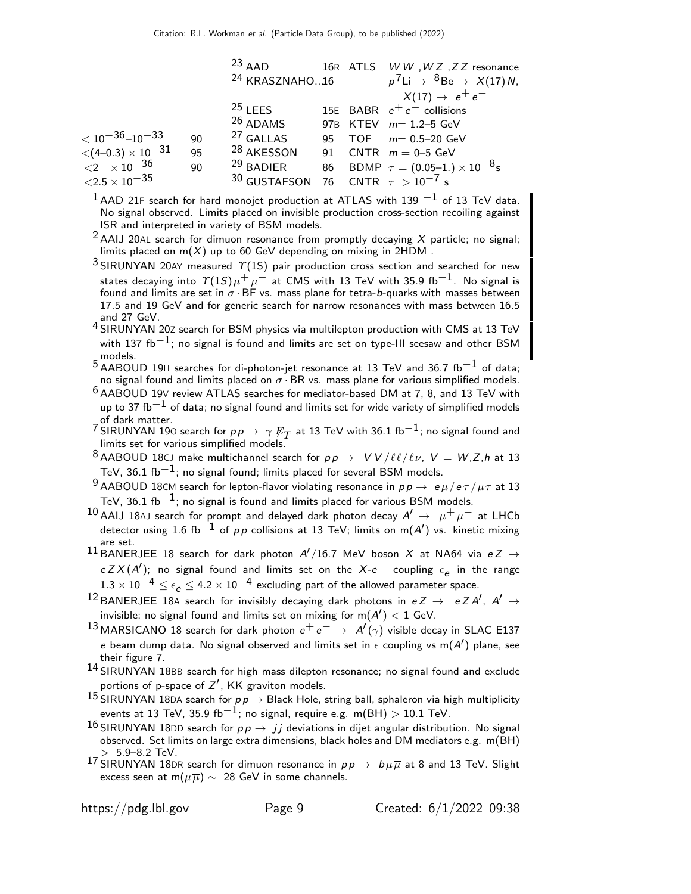| VALUE | CL% | DOCUMENT ID | | TECN | COMMENT |
| --- | --- | --- | --- | --- | --- |
| | | [23] AAD | 16R | ATLS | $WW$, $WZ$, $ZZ$ resonance |
| | | [24] KRASZNAHO... | 16 | | $p^7\text{Li} \rightarrow {}^8\text{Be} \rightarrow X(17)N$, $X(17) \rightarrow e^+e^-$ |
| | | [25] LEES | 15E | BABR | $e^+e^-$ collisions |
| | | [26] ADAMS | 97B | KTEV | $m$= 1.2–5 GeV |
| $< 10^{-36}$–$10^{-33}$ | 90 | [27] GALLAS | 95 | TOF | $m$= 0.5–20 GeV |
| $<(4–0.3) \times 10^{-31}$ | 95 | [28] AKESSON | 91 | CNTR | $m$ = 0–5 GeV |
| $<2 \times 10^{-36}$ | 90 | [29] BADIER | 86 | BDMP | $\tau = (0.05–1.) \times 10^{-8}$s |
| $<2.5 \times 10^{-35}$ | | [30] GUSTAFSON | 76 | CNTR | $\tau > 10^{-7}$ s |

[1] AAD 21F search for hard monojet production at ATLAS with 139 $^{-1}$ of 13 TeV data. No signal observed. Limits placed on invisible production cross-section recoiling against ISR and interpreted in variety of BSM models.

[2] AAIJ 20AL search for dimuon resonance from promptly decaying $X$ particle; no signal; limits placed on m($X$) up to 60 GeV depending on mixing in 2HDM .

[3] SIRUNYAN 20AY measured $\Upsilon(1S)$ pair production cross section and searched for new states decaying into $\Upsilon(1S)\mu^+\mu^-$ at CMS with 13 TeV with 35.9 fb$^{-1}$. No signal is found and limits are set in $\sigma \cdot$BF vs. mass plane for tetra-$b$-quarks with masses between 17.5 and 19 GeV and for generic search for narrow resonances with mass between 16.5 and 27 GeV.

[4] SIRUNYAN 20Z search for BSM physics via multilepton production with CMS at 13 TeV with 137 fb$^{-1}$; no signal is found and limits are set on type-III seesaw and other BSM models.

[5] AABOUD 19H searches for di-photon-jet resonance at 13 TeV and 36.7 fb$^{-1}$ of data; no signal found and limits placed on $\sigma \cdot$BR vs. mass plane for various simplified models.

[6] AABOUD 19V review ATLAS searches for mediator-based DM at 7, 8, and 13 TeV with up to 37 fb$^{-1}$ of data; no signal found and limits set for wide variety of simplified models of dark matter.

[7] SIRUNYAN 19O search for $pp \rightarrow \gamma \not{E}_T$ at 13 TeV with 36.1 fb$^{-1}$; no signal found and limits set for various simplified models.

[8] AABOUD 18CJ make multichannel search for $pp \rightarrow VV/\ell\ell/\ell\nu$, $V = W,Z,h$ at 13 TeV, 36.1 fb$^{-1}$; no signal found; limits placed for several BSM models.

[9] AABOUD 18CM search for lepton-flavor violating resonance in $pp \rightarrow e\mu/e\tau/\mu\tau$ at 13 TeV, 36.1 fb$^{-1}$; no signal is found and limits placed for various BSM models.

[10] AAIJ 18AJ search for prompt and delayed dark photon decay $A' \rightarrow \mu^+\mu^-$ at LHCb detector using 1.6 fb$^{-1}$ of $pp$ collisions at 13 TeV; limits on m($A'$) vs. kinetic mixing are set.

[11] BANERJEE 18 search for dark photon $A'$/16.7 MeV boson $X$ at NA64 via $eZ \rightarrow eZX(A')$; no signal found and limits set on the $X$-$e^-$ coupling $\epsilon_e$ in the range $1.3 \times 10^{-4} \leq \epsilon_e \leq 4.2 \times 10^{-4}$ excluding part of the allowed parameter space.

[12] BANERJEE 18A search for invisibly decaying dark photons in $eZ \rightarrow eZA'$, $A' \rightarrow$ invisible; no signal found and limits set on mixing for m($A'$) $<$ 1 GeV.

[13] MARSICANO 18 search for dark photon $e^+e^- \rightarrow A'(\gamma)$ visible decay in SLAC E137 $e$ beam dump data. No signal observed and limits set in $\epsilon$ coupling vs m($A'$) plane, see their figure 7.

[14] SIRUNYAN 18BB search for high mass dilepton resonance; no signal found and exclude portions of p-space of $Z'$, KK graviton models.

[15] SIRUNYAN 18DA search for $pp \rightarrow$ Black Hole, string ball, sphaleron via high multiplicity events at 13 TeV, 35.9 fb$^{-1}$; no signal, require e.g. m(BH) $>$ 10.1 TeV.

[16] SIRUNYAN 18DD search for $pp \rightarrow jj$ deviations in dijet angular distribution. No signal observed. Set limits on large extra dimensions, black holes and DM mediators e.g. m(BH) $>$ 5.9–8.2 TeV.

[17] SIRUNYAN 18DR search for dimuon resonance in $pp \rightarrow b\mu\overline{\mu}$ at 8 and 13 TeV. Slight excess seen at m($\mu\overline{\mu}$) $\sim$ 28 GeV in some channels.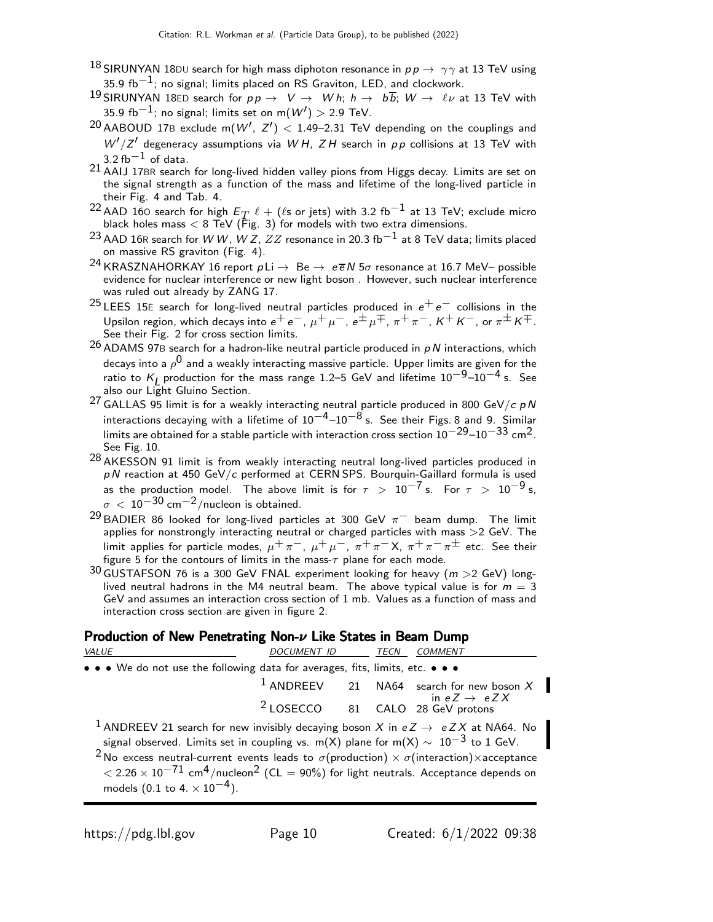[18] SIRUNYAN 18DU search for high mass diphoton resonance in $pp \to \gamma\gamma$ at 13 TeV using 35.9 fb$^{-1}$; no signal; limits placed on RS Graviton, LED, and clockwork.

[19] SIRUNYAN 18ED search for $pp \to V \to Wh$; $h \to b\overline{b}$; $W \to \ell\nu$ at 13 TeV with 35.9 fb$^{-1}$; no signal; limits set on m($W'$) > 2.9 TeV.

[20] AABOUD 17B exclude m($W'$, $Z'$) < 1.49–2.31 TeV depending on the couplings and $W'/Z'$ degeneracy assumptions via $WH$, $ZH$ search in $pp$ collisions at 13 TeV with 3.2 fb$^{-1}$ of data.

[21] AAIJ 17BR search for long-lived hidden valley pions from Higgs decay. Limits are set on the signal strength as a function of the mass and lifetime of the long-lived particle in their Fig. 4 and Tab. 4.

[22] AAD 16O search for high $E_T$ $\ell$ + ($\ell$s or jets) with 3.2 fb$^{-1}$ at 13 TeV; exclude micro black holes mass < 8 TeV (Fig. 3) for models with two extra dimensions.

[23] AAD 16R search for $WW$, $WZ$, $ZZ$ resonance in 20.3 fb$^{-1}$ at 8 TeV data; limits placed on massive RS graviton (Fig. 4).

[24] KRASZNAHORKAY 16 report $p$Li $\to$ Be $\to$ $e\overline{e}N$ 5$\sigma$ resonance at 16.7 MeV– possible evidence for nuclear interference or new light boson . However, such nuclear interference was ruled out already by ZANG 17.

[25] LEES 15E search for long-lived neutral particles produced in $e^+e^-$ collisions in the Upsilon region, which decays into $e^+e^-$, $\mu^+\mu^-$, $e^\pm\mu^\mp$, $\pi^+\pi^-$, $K^+K^-$, or $\pi^\pm K^\mp$. See their Fig. 2 for cross section limits.

[26] ADAMS 97B search for a hadron-like neutral particle produced in $pN$ interactions, which decays into a $\rho^0$ and a weakly interacting massive particle. Upper limits are given for the ratio to $K_L$ production for the mass range 1.2–5 GeV and lifetime $10^{-9}$–$10^{-4}$ s. See also our Light Gluino Section.

[27] GALLAS 95 limit is for a weakly interacting neutral particle produced in 800 GeV/$c$ $pN$ interactions decaying with a lifetime of $10^{-4}$–$10^{-8}$ s. See their Figs. 8 and 9. Similar limits are obtained for a stable particle with interaction cross section $10^{-29}$–$10^{-33}$ cm$^2$. See Fig. 10.

[28] AKESSON 91 limit is from weakly interacting neutral long-lived particles produced in $pN$ reaction at 450 GeV/$c$ performed at CERN SPS. Bourquin-Gaillard formula is used as the production model. The above limit is for $\tau > 10^{-7}$ s. For $\tau > 10^{-9}$ s, $\sigma < 10^{-30}$ cm$^{-2}$/nucleon is obtained.

[29] BADIER 86 looked for long-lived particles at 300 GeV $\pi^-$ beam dump. The limit applies for nonstrongly interacting neutral or charged particles with mass >2 GeV. The limit applies for particle modes, $\mu^+\pi^-$, $\mu^+\mu^-$, $\pi^+\pi^-$X, $\pi^+\pi^-\pi^\pm$ etc. See their figure 5 for the contours of limits in the mass-$\tau$ plane for each mode.

[30] GUSTAFSON 76 is a 300 GeV FNAL experiment looking for heavy ($m$ >2 GeV) long-lived neutral hadrons in the M4 neutral beam. The above typical value is for $m$ = 3 GeV and assumes an interaction cross section of 1 mb. Values as a function of mass and interaction cross section are given in figure 2.

## Production of New Penetrating Non-$\nu$ Like States in Beam Dump

| VALUE | DOCUMENT ID | | TECN | COMMENT |
|---|---|---|---|---|
| • • • We do not use the following data for averages, fits, limits, etc. • • • | | | | |
| | [1] ANDREEV | 21 | NA64 | search for new boson $X$ in $eZ \to eZX$ |
| | [2] LOSECCO | 81 | CALO | 28 GeV protons |

[1] ANDREEV 21 search for new invisibly decaying boson $X$ in $eZ \to eZX$ at NA64. No signal observed. Limits set in coupling vs. m(X) plane for m(X) ~ $10^{-3}$ to 1 GeV.

[2] No excess neutral-current events leads to $\sigma$(production) × $\sigma$(interaction)×acceptance < $2.26 \times 10^{-71}$ cm$^4$/nucleon$^2$ (CL = 90%) for light neutrals. Acceptance depends on models (0.1 to 4. × $10^{-4}$).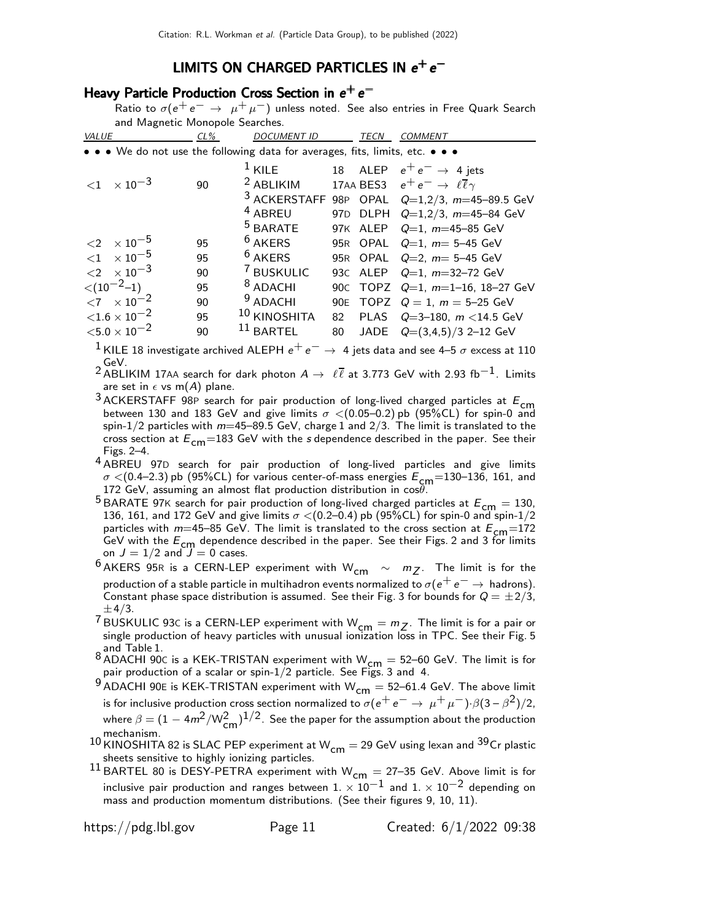# LIMITS ON CHARGED PARTICLES IN $e^+ e^-$

## Heavy Particle Production Cross Section in $e^+ e^-$

Ratio to $\sigma(e^+ e^- \rightarrow \mu^+ \mu^-)$ unless noted. See also entries in Free Quark Search and Magnetic Monopole Searches.

| VALUE | CL% | DOCUMENT ID | | TECN | COMMENT |
|---|---|---|---|---|---|
| • • • We do not use the following data for averages, fits, limits, etc. • • • | | | | | |
| | | [1] KILE | 18 | ALEP | $e^+ e^- \rightarrow$ 4 jets |
| $<1 \times 10^{-3}$ | 90 | [2] ABLIKIM | 17AA | BES3 | $e^+ e^- \rightarrow \ell \overline{\ell} \gamma$ |
| | | [3] ACKERSTAFF | 98P | OPAL | $Q$=1,2/3, $m$=45–89.5 GeV |
| | | [4] ABREU | 97D | DLPH | $Q$=1,2/3, $m$=45–84 GeV |
| | | [5] BARATE | 97K | ALEP | $Q$=1, $m$=45–85 GeV |
| $<2 \times 10^{-5}$ | 95 | [6] AKERS | 95R | OPAL | $Q$=1, $m$= 5–45 GeV |
| $<1 \times 10^{-5}$ | 95 | [6] AKERS | 95R | OPAL | $Q$=2, $m$= 5–45 GeV |
| $<2 \times 10^{-3}$ | 90 | [7] BUSKULIC | 93C | ALEP | $Q$=1, $m$=32–72 GeV |
| $<(10^{-2}$–$1)$ | 95 | [8] ADACHI | 90C | TOPZ | $Q$=1, $m$=1–16, 18–27 GeV |
| $<7 \times 10^{-2}$ | 90 | [9] ADACHI | 90E | TOPZ | $Q = 1$, $m$ = 5–25 GeV |
| $<1.6 \times 10^{-2}$ | 95 | [10] KINOSHITA | 82 | PLAS | $Q$=3–180, $m$ <14.5 GeV |
| $<5.0 \times 10^{-2}$ | 90 | [11] BARTEL | 80 | JADE | $Q$=(3,4,5)/3 2–12 GeV |

[1] KILE 18 investigate archived ALEPH $e^+ e^- \rightarrow$ 4 jets data and see 4–5 $\sigma$ excess at 110 GeV.

[2] ABLIKIM 17AA search for dark photon $A \rightarrow \ell \overline{\ell}$ at 3.773 GeV with 2.93 fb$^{-1}$. Limits are set in $\epsilon$ vs m($A$) plane.

[3] ACKERSTAFF 98P search for pair production of long-lived charged particles at $E_{\text{cm}}$ between 130 and 183 GeV and give limits $\sigma$ <(0.05–0.2) pb (95%CL) for spin-0 and spin-1/2 particles with $m$=45–89.5 GeV, charge 1 and 2/3. The limit is translated to the cross section at $E_{\text{cm}}$=183 GeV with the $s$ dependence described in the paper. See their Figs. 2–4.

[4] ABREU 97D search for pair production of long-lived particles and give limits $\sigma$ <(0.4–2.3) pb (95%CL) for various center-of-mass energies $E_{\text{cm}}$=130–136, 161, and 172 GeV, assuming an almost flat production distribution in $\cos\theta$.

[5] BARATE 97K search for pair production of long-lived charged particles at $E_{\text{cm}}$ = 130, 136, 161, and 172 GeV and give limits $\sigma$ <(0.2–0.4) pb (95%CL) for spin-0 and spin-1/2 particles with $m$=45–85 GeV. The limit is translated to the cross section at $E_{\text{cm}}$=172 GeV with the $E_{\text{cm}}$ dependence described in the paper. See their Figs. 2 and 3 for limits on $J = 1/2$ and $J = 0$ cases.

[6] AKERS 95R is a CERN-LEP experiment with $W_{\text{cm}} \sim m_Z$. The limit is for the production of a stable particle in multihadron events normalized to $\sigma(e^+ e^- \rightarrow$ hadrons). Constant phase space distribution is assumed. See their Fig. 3 for bounds for $Q = \pm 2/3$, $\pm 4/3$.

[7] BUSKULIC 93C is a CERN-LEP experiment with $W_{\text{cm}} = m_Z$. The limit is for a pair or single production of heavy particles with unusual ionization loss in TPC. See their Fig. 5 and Table 1.

[8] ADACHI 90C is a KEK-TRISTAN experiment with $W_{\text{cm}}$ = 52–60 GeV. The limit is for pair production of a scalar or spin-1/2 particle. See Figs. 3 and 4.

[9] ADACHI 90E is KEK-TRISTAN experiment with $W_{\text{cm}}$ = 52–61.4 GeV. The above limit is for inclusive production cross section normalized to $\sigma(e^+ e^- \rightarrow \mu^+ \mu^-) \cdot \beta(3 - \beta^2)/2$, where $\beta = (1 - 4m^2/W^2_{\text{cm}})^{1/2}$. See the paper for the assumption about the production mechanism.

[10] KINOSHITA 82 is SLAC PEP experiment at $W_{\text{cm}}$ = 29 GeV using lexan and $^{39}$Cr plastic sheets sensitive to highly ionizing particles.

[11] BARTEL 80 is DESY-PETRA experiment with $W_{\text{cm}}$ = 27–35 GeV. Above limit is for inclusive pair production and ranges between $1. \times 10^{-1}$ and $1. \times 10^{-2}$ depending on mass and production momentum distributions. (See their figures 9, 10, 11).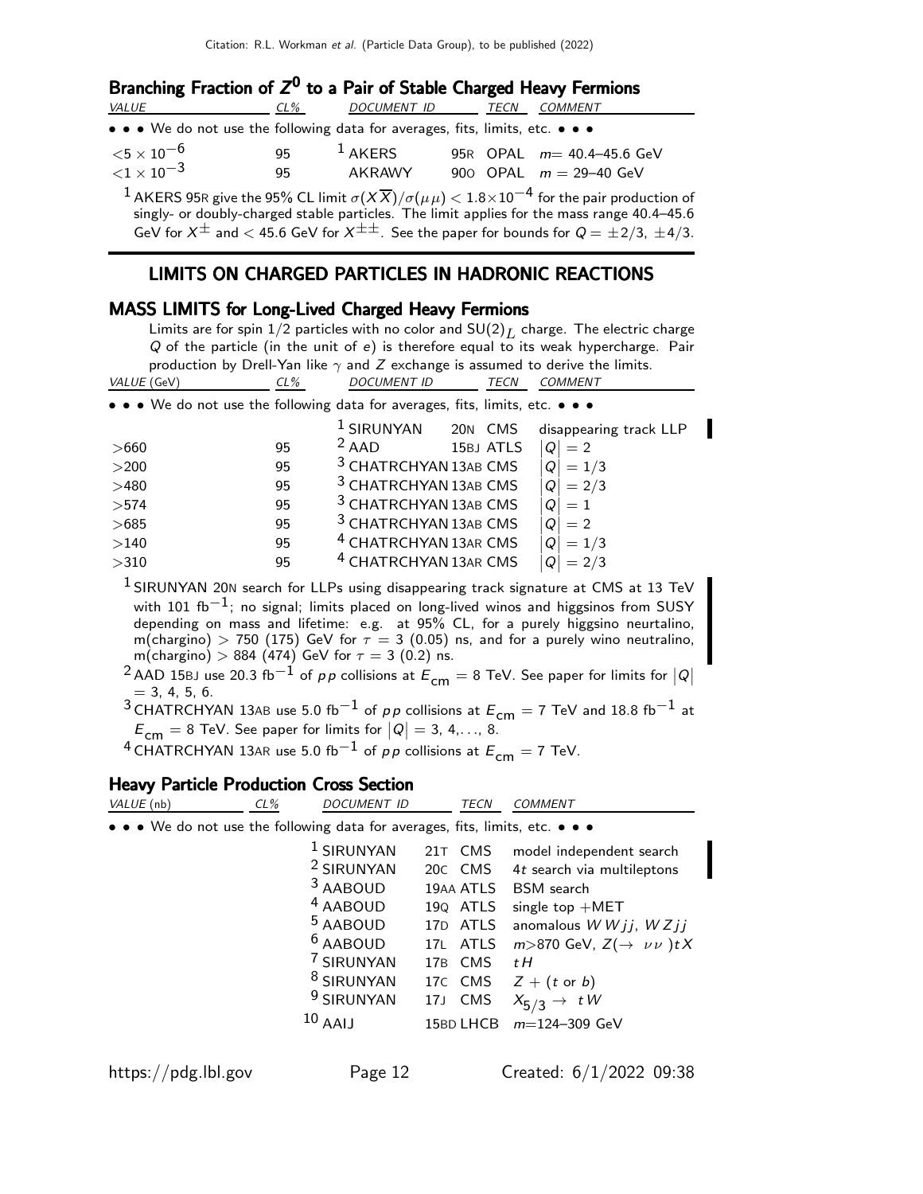### Branching Fraction of $Z^0$ to a Pair of Stable Charged Heavy Fermions

| VALUE | CL% | DOCUMENT ID | | TECN | COMMENT |
|---|---|---|---|---|---|
| • • • We do not use the following data for averages, fits, limits, etc. • • • | | | | | |
| $<5 \times 10^{-6}$ | 95 | [1] AKERS | 95R | OPAL | $m$= 40.4–45.6 GeV |
| $<1 \times 10^{-3}$ | 95 | AKRAWY | 90O | OPAL | $m$ = 29–40 GeV |

[1] AKERS 95R give the 95% CL limit $\sigma(X\overline{X})/\sigma(\mu\mu) < 1.8\times10^{-4}$ for the pair production of singly- or doubly-charged stable particles. The limit applies for the mass range 40.4–45.6 GeV for $X^{\pm}$ and < 45.6 GeV for $X^{\pm\pm}$. See the paper for bounds for $Q = \pm2/3$, $\pm4/3$.

## LIMITS ON CHARGED PARTICLES IN HADRONIC REACTIONS

### MASS LIMITS for Long-Lived Charged Heavy Fermions

Limits are for spin 1/2 particles with no color and $SU(2)_L$ charge. The electric charge $Q$ of the particle (in the unit of $e$) is therefore equal to its weak hypercharge. Pair production by Drell-Yan like $\gamma$ and $Z$ exchange is assumed to derive the limits.

| VALUE (GeV) | CL% | DOCUMENT ID | | TECN | COMMENT |
|---|---|---|---|---|---|
| • • • We do not use the following data for averages, fits, limits, etc. • • • | | | | | |
| | | [1] SIRUNYAN | 20N | CMS | disappearing track LLP |
| >660 | 95 | [2] AAD | 15BJ | ATLS | $\lvert Q\rvert = 2$ |
| >200 | 95 | [3] CHATRCHYAN | 13AB | CMS | $\lvert Q\rvert = 1/3$ |
| >480 | 95 | [3] CHATRCHYAN | 13AB | CMS | $\lvert Q\rvert = 2/3$ |
| >574 | 95 | [3] CHATRCHYAN | 13AB | CMS | $\lvert Q\rvert = 1$ |
| >685 | 95 | [3] CHATRCHYAN | 13AB | CMS | $\lvert Q\rvert = 2$ |
| >140 | 95 | [4] CHATRCHYAN | 13AR | CMS | $\lvert Q\rvert = 1/3$ |
| >310 | 95 | [4] CHATRCHYAN | 13AR | CMS | $\lvert Q\rvert = 2/3$ |

[1] SIRUNYAN 20N search for LLPs using disappearing track signature at CMS at 13 TeV with 101 fb$^{-1}$; no signal; limits placed on long-lived winos and higgsinos from SUSY depending on mass and lifetime: e.g. at 95% CL, for a purely higgsino neurtalino, m(chargino) > 750 (175) GeV for $\tau$ = 3 (0.05) ns, and for a purely wino neutralino, m(chargino) > 884 (474) GeV for $\tau$ = 3 (0.2) ns.

[2] AAD 15BJ use 20.3 fb$^{-1}$ of $pp$ collisions at $E_{\rm cm}$ = 8 TeV. See paper for limits for $\lvert Q\rvert$ = 3, 4, 5, 6.

[3] CHATRCHYAN 13AB use 5.0 fb$^{-1}$ of $pp$ collisions at $E_{\rm cm}$ = 7 TeV and 18.8 fb$^{-1}$ at $E_{\rm cm}$ = 8 TeV. See paper for limits for $\lvert Q\rvert$ = 3, 4,..., 8.

[4] CHATRCHYAN 13AR use 5.0 fb$^{-1}$ of $pp$ collisions at $E_{\rm cm}$ = 7 TeV.

### Heavy Particle Production Cross Section

| VALUE (nb) | CL% | DOCUMENT ID | | TECN | COMMENT |
|---|---|---|---|---|---|
| • • • We do not use the following data for averages, fits, limits, etc. • • • | | | | | |
| | | [1] SIRUNYAN | 21T | CMS | model independent search |
| | | [2] SIRUNYAN | 20C | CMS | 4$t$ search via multileptons |
| | | [3] AABOUD | 19AA | ATLS | BSM search |
| | | [4] AABOUD | 19Q | ATLS | single top +MET |
| | | [5] AABOUD | 17D | ATLS | anomalous $WWjj$, $WZjj$ |
| | | [6] AABOUD | 17L | ATLS | $m$>870 GeV, $Z(\rightarrow \nu\nu)tX$ |
| | | [7] SIRUNYAN | 17B | CMS | $tH$ |
| | | [8] SIRUNYAN | 17C | CMS | $Z$ + ($t$ or $b$) |
| | | [9] SIRUNYAN | 17J | CMS | $X_{5/3} \rightarrow tW$ |
| | | [10] AAIJ | 15BD | LHCB | $m$=124–309 GeV |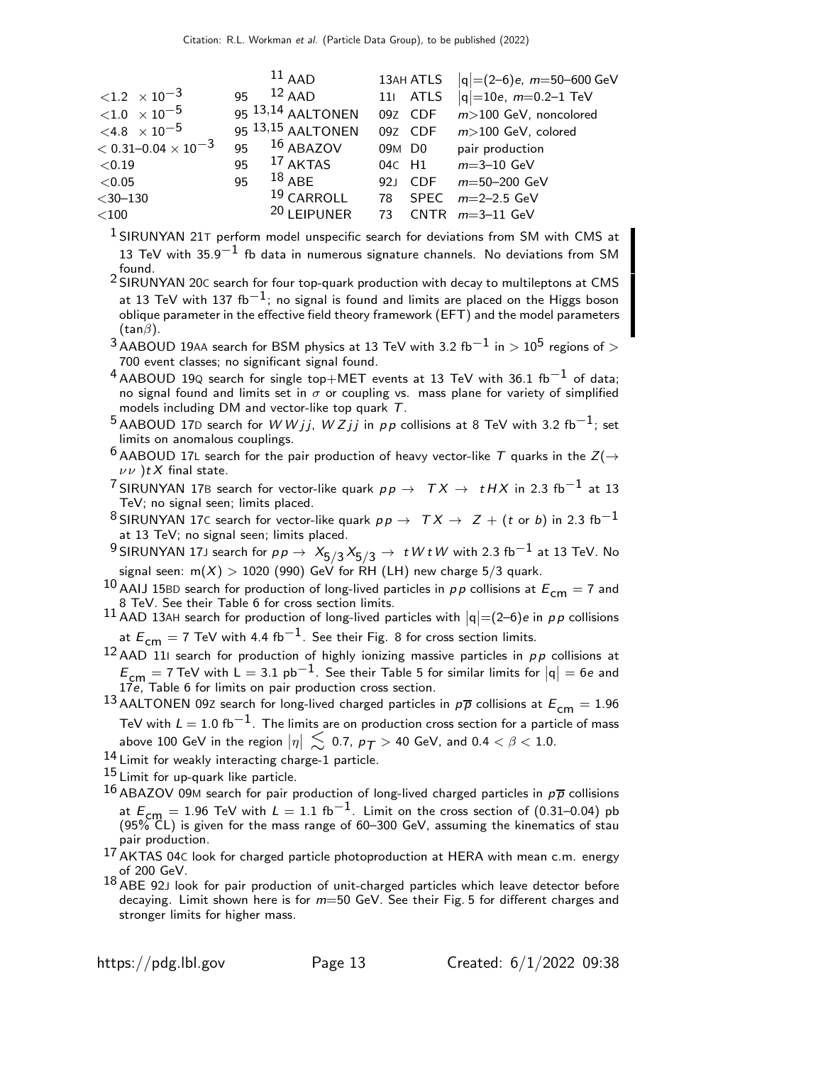| VALUE | CL% | DOCUMENT ID | | TECN | COMMENT |
|---|---|---|---|---|---|
| | | [11] AAD | 13AH | ATLS | $\lvert q \rvert$=(2–6)$e$, $m$=50–600 GeV |
| $<1.2 \times 10^{-3}$ | 95 | [12] AAD | 11I | ATLS | $\lvert q \rvert$=10$e$, $m$=0.2–1 TeV |
| $<1.0 \times 10^{-5}$ | 95 | [13,14] AALTONEN | 09Z | CDF | $m$>100 GeV, noncolored |
| $<4.8 \times 10^{-5}$ | 95 | [13,15] AALTONEN | 09Z | CDF | $m$>100 GeV, colored |
| $< 0.31–0.04 \times 10^{-3}$ | 95 | [16] ABAZOV | 09M | D0 | pair production |
| $<0.19$ | 95 | [17] AKTAS | 04C | H1 | $m$=3–10 GeV |
| $<0.05$ | 95 | [18] ABE | 92J | CDF | $m$=50–200 GeV |
| $<$30–130 | | [19] CARROLL | 78 | SPEC | $m$=2–2.5 GeV |
| $<$100 | | [20] LEIPUNER | 73 | CNTR | $m$=3–11 GeV |

[1] SIRUNYAN 21T perform model unspecific search for deviations from SM with CMS at 13 TeV with $35.9^{-1}$ fb data in numerous signature channels. No deviations from SM found.

[2] SIRUNYAN 20C search for four top-quark production with decay to multileptons at CMS at 13 TeV with 137 fb$^{-1}$; no signal is found and limits are placed on the Higgs boson oblique parameter in the effective field theory framework (EFT) and the model parameters ($\tan\beta$).

[3] AABOUD 19AA search for BSM physics at 13 TeV with 3.2 fb$^{-1}$ in $> 10^5$ regions of $>$ 700 event classes; no significant signal found.

[4] AABOUD 19Q search for single top+MET events at 13 TeV with 36.1 fb$^{-1}$ of data; no signal found and limits set in $\sigma$ or coupling vs. mass plane for variety of simplified models including DM and vector-like top quark $T$.

[5] AABOUD 17D search for $WWjj$, $WZjj$ in $pp$ collisions at 8 TeV with 3.2 fb$^{-1}$; set limits on anomalous couplings.

[6] AABOUD 17L search for the pair production of heavy vector-like $T$ quarks in the $Z(\rightarrow \nu\nu)tX$ final state.

[7] SIRUNYAN 17B search for vector-like quark $pp \rightarrow TX \rightarrow tHX$ in 2.3 fb$^{-1}$ at 13 TeV; no signal seen; limits placed.

[8] SIRUNYAN 17C search for vector-like quark $pp \rightarrow TX \rightarrow Z + (t$ or $b)$ in 2.3 fb$^{-1}$ at 13 TeV; no signal seen; limits placed.

[9] SIRUNYAN 17J search for $pp \rightarrow X_{5/3} X_{5/3} \rightarrow tWtW$ with 2.3 fb$^{-1}$ at 13 TeV. No signal seen: m($X$) > 1020 (990) GeV for RH (LH) new charge 5/3 quark.

[10] AAIJ 15BD search for production of long-lived particles in $pp$ collisions at $E_{\rm cm}$ = 7 and 8 TeV. See their Table 6 for cross section limits.

[11] AAD 13AH search for production of long-lived particles with $\lvert q \rvert$=(2–6)$e$ in $pp$ collisions at $E_{\rm cm}$ = 7 TeV with 4.4 fb$^{-1}$. See their Fig. 8 for cross section limits.

[12] AAD 11I search for production of highly ionizing massive particles in $pp$ collisions at $E_{\rm cm}$ = 7 TeV with L = 3.1 pb$^{-1}$. See their Table 5 for similar limits for $\lvert q \rvert$ = 6$e$ and 17$e$, Table 6 for limits on pair production cross section.

[13] AALTONEN 09Z search for long-lived charged particles in $p\overline{p}$ collisions at $E_{\rm cm}$ = 1.96 TeV with $L$ = 1.0 fb$^{-1}$. The limits are on production cross section for a particle of mass above 100 GeV in the region $\lvert\eta\rvert \lesssim 0.7$, $p_T$ > 40 GeV, and $0.4 < \beta < 1.0$.

[14] Limit for weakly interacting charge-1 particle.

[15] Limit for up-quark like particle.

[16] ABAZOV 09M search for pair production of long-lived charged particles in $p\overline{p}$ collisions at $E_{\rm cm}$ = 1.96 TeV with $L$ = 1.1 fb$^{-1}$. Limit on the cross section of (0.31–0.04) pb (95% CL) is given for the mass range of 60–300 GeV, assuming the kinematics of stau pair production.

[17] AKTAS 04C look for charged particle photoproduction at HERA with mean c.m. energy of 200 GeV.

[18] ABE 92J look for pair production of unit-charged particles which leave detector before decaying. Limit shown here is for $m$=50 GeV. See their Fig. 5 for different charges and stronger limits for higher mass.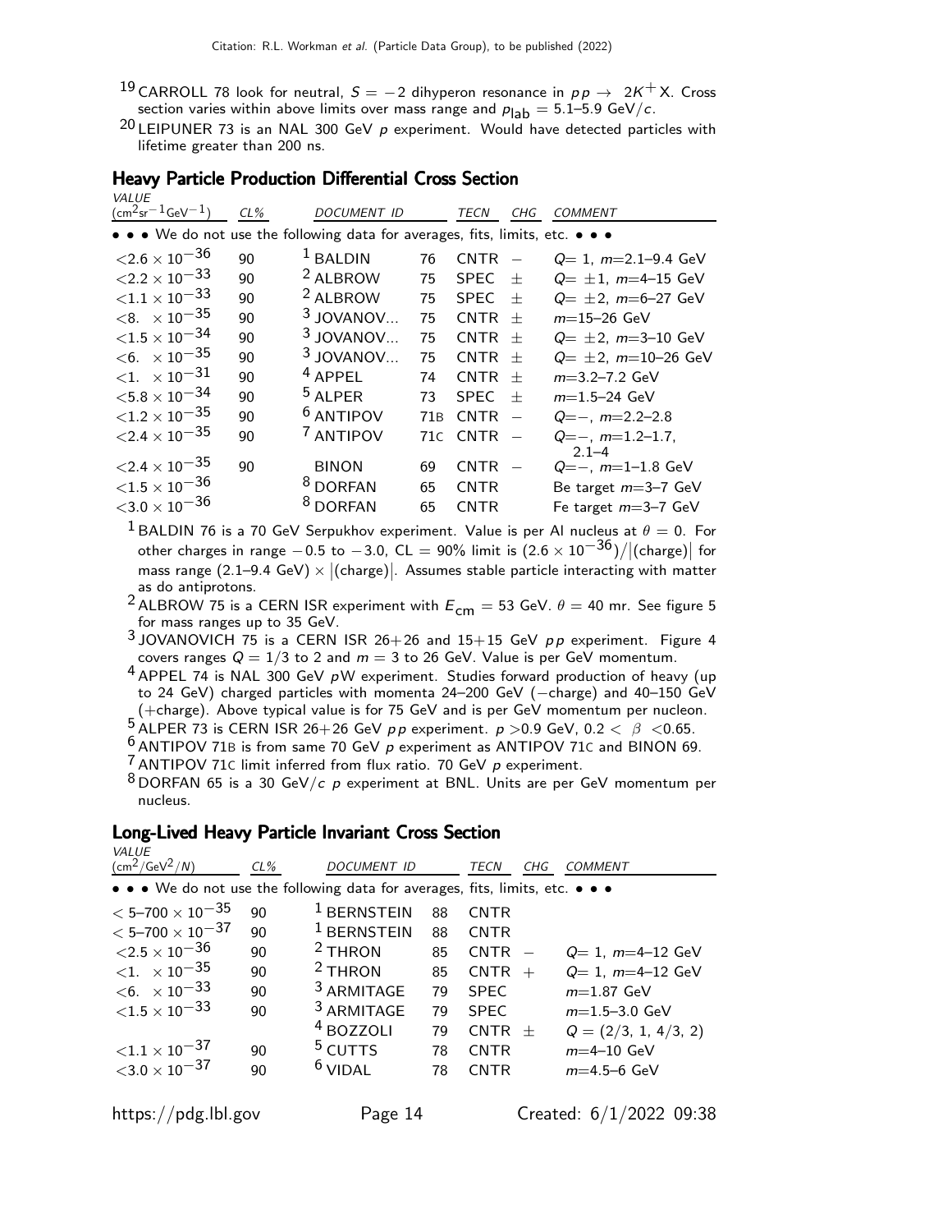[19] CARROLL 78 look for neutral, $S = -2$ dihyperon resonance in $p p \rightarrow 2K^+ X$. Cross section varies within above limits over mass range and $p_{\text{lab}}$ = 5.1–5.9 GeV/$c$.

[20] LEIPUNER 73 is an NAL 300 GeV $p$ experiment. Would have detected particles with lifetime greater than 200 ns.

## Heavy Particle Production Differential Cross Section

| VALUE ($\text{cm}^2\text{sr}^{-1}\text{GeV}^{-1}$) | CL% | DOCUMENT ID | | TECN | CHG | COMMENT |
|---|---|---|---|---|---|---|
| • • • We do not use the following data for averages, fits, limits, etc. • • • | | | | | | |
| $<2.6 \times 10^{-36}$ | 90 | [1] BALDIN | 76 | CNTR | $-$ | $Q$= 1, $m$=2.1–9.4 GeV |
| $<2.2 \times 10^{-33}$ | 90 | [2] ALBROW | 75 | SPEC | $\pm$ | $Q$= $\pm$1, $m$=4–15 GeV |
| $<1.1 \times 10^{-33}$ | 90 | [2] ALBROW | 75 | SPEC | $\pm$ | $Q$= $\pm$2, $m$=6–27 GeV |
| $<8. \times 10^{-35}$ | 90 | [3] JOVANOV... | 75 | CNTR | $\pm$ | $m$=15–26 GeV |
| $<1.5 \times 10^{-34}$ | 90 | [3] JOVANOV... | 75 | CNTR | $\pm$ | $Q$= $\pm$2, $m$=3–10 GeV |
| $<6. \times 10^{-35}$ | 90 | [3] JOVANOV... | 75 | CNTR | $\pm$ | $Q$= $\pm$2, $m$=10–26 GeV |
| $<1. \times 10^{-31}$ | 90 | [4] APPEL | 74 | CNTR | $\pm$ | $m$=3.2–7.2 GeV |
| $<5.8 \times 10^{-34}$ | 90 | [5] ALPER | 73 | SPEC | $\pm$ | $m$=1.5–24 GeV |
| $<1.2 \times 10^{-35}$ | 90 | [6] ANTIPOV | 71B | CNTR | $-$ | $Q$=$-$, $m$=2.2–2.8 |
| $<2.4 \times 10^{-35}$ | 90 | [7] ANTIPOV | 71C | CNTR | $-$ | $Q$=$-$, $m$=1.2–1.7, 2.1–4 |
| $<2.4 \times 10^{-35}$ | 90 | BINON | 69 | CNTR | $-$ | $Q$=$-$, $m$=1–1.8 GeV |
| $<1.5 \times 10^{-36}$ | | [8] DORFAN | 65 | CNTR | | Be target $m$=3–7 GeV |
| $<3.0 \times 10^{-36}$ | | [8] DORFAN | 65 | CNTR | | Fe target $m$=3–7 GeV |

[1] BALDIN 76 is a 70 GeV Serpukhov experiment. Value is per Al nucleus at $\theta = 0$. For other charges in range $-0.5$ to $-3.0$, CL = 90% limit is $(2.6 \times 10^{-36})/|(\text{charge})|$ for mass range (2.1–9.4 GeV) $\times$ $|(\text{charge})|$. Assumes stable particle interacting with matter as do antiprotons.

[2] ALBROW 75 is a CERN ISR experiment with $E_{\text{cm}}$ = 53 GeV. $\theta$ = 40 mr. See figure 5 for mass ranges up to 35 GeV.

[3] JOVANOVICH 75 is a CERN ISR 26+26 and 15+15 GeV $p p$ experiment. Figure 4 covers ranges $Q$ = 1/3 to 2 and $m$ = 3 to 26 GeV. Value is per GeV momentum.

[4] APPEL 74 is NAL 300 GeV $p$W experiment. Studies forward production of heavy (up to 24 GeV) charged particles with momenta 24–200 GeV ($-$charge) and 40–150 GeV (+charge). Above typical value is for 75 GeV and is per GeV momentum per nucleon.

[5] ALPER 73 is CERN ISR 26+26 GeV $p p$ experiment. $p$ >0.9 GeV, $0.2 < \beta < 0.65$.

[6] ANTIPOV 71B is from same 70 GeV $p$ experiment as ANTIPOV 71C and BINON 69.

[7] ANTIPOV 71C limit inferred from flux ratio. 70 GeV $p$ experiment.

[8] DORFAN 65 is a 30 GeV/$c$ $p$ experiment at BNL. Units are per GeV momentum per nucleus.

## Long-Lived Heavy Particle Invariant Cross Section

| VALUE ($\text{cm}^2/\text{GeV}^2/N$) | CL% | DOCUMENT ID | | TECN | CHG | COMMENT |
|---|---|---|---|---|---|---|
| • • • We do not use the following data for averages, fits, limits, etc. • • • | | | | | | |
| $<$ 5–700 $\times 10^{-35}$ | 90 | [1] BERNSTEIN | 88 | CNTR | | |
| $<$ 5–700 $\times 10^{-37}$ | 90 | [1] BERNSTEIN | 88 | CNTR | | |
| $<2.5 \times 10^{-36}$ | 90 | [2] THRON | 85 | CNTR | $-$ | $Q$= 1, $m$=4–12 GeV |
| $<1. \times 10^{-35}$ | 90 | [2] THRON | 85 | CNTR | + | $Q$= 1, $m$=4–12 GeV |
| $<6. \times 10^{-33}$ | 90 | [3] ARMITAGE | 79 | SPEC | | $m$=1.87 GeV |
| $<1.5 \times 10^{-33}$ | 90 | [3] ARMITAGE | 79 | SPEC | | $m$=1.5–3.0 GeV |
| | | [4] BOZZOLI | 79 | CNTR | $\pm$ | $Q$ = (2/3, 1, 4/3, 2) |
| $<1.1 \times 10^{-37}$ | 90 | [5] CUTTS | 78 | CNTR | | $m$=4–10 GeV |
| $<3.0 \times 10^{-37}$ | 90 | [6] VIDAL | 78 | CNTR | | $m$=4.5–6 GeV |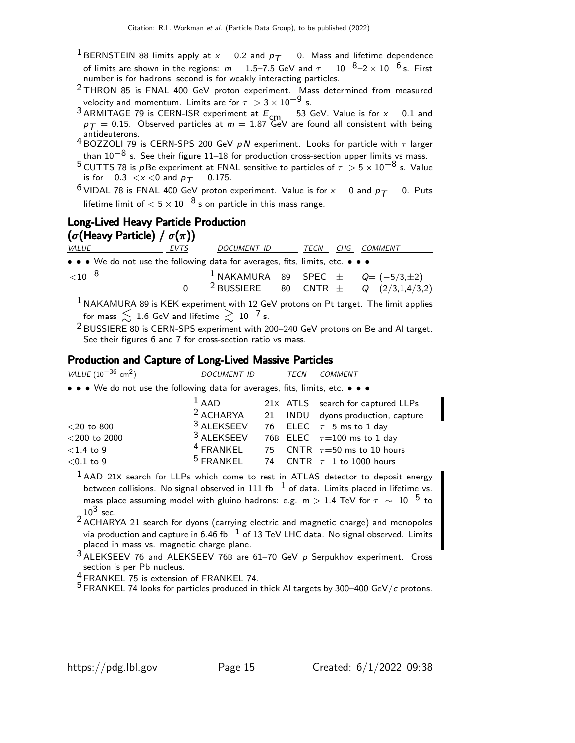[1] BERNSTEIN 88 limits apply at $x = 0.2$ and $p_T = 0$. Mass and lifetime dependence of limits are shown in the regions: $m = 1.5$–$7.5$ GeV and $\tau = 10^{-8}$–$2 \times 10^{-6}$ s. First number is for hadrons; second is for weakly interacting particles.

[2] THRON 85 is FNAL 400 GeV proton experiment. Mass determined from measured velocity and momentum. Limits are for $\tau > 3 \times 10^{-9}$ s.

[3] ARMITAGE 79 is CERN-ISR experiment at $E_{cm} = 53$ GeV. Value is for $x = 0.1$ and $p_T = 0.15$. Observed particles at $m = 1.87$ GeV are found all consistent with being antideuterons.

[4] BOZZOLI 79 is CERN-SPS 200 GeV $pN$ experiment. Looks for particle with $\tau$ larger than $10^{-8}$ s. See their figure 11–18 for production cross-section upper limits vs mass.

[5] CUTTS 78 is $p$Be experiment at FNAL sensitive to particles of $\tau > 5 \times 10^{-8}$ s. Value is for $-0.3 < x < 0$ and $p_T = 0.175$.

[6] VIDAL 78 is FNAL 400 GeV proton experiment. Value is for $x = 0$ and $p_T = 0$. Puts lifetime limit of $< 5 \times 10^{-8}$ s on particle in this mass range.

## Long-Lived Heavy Particle Production ($\sigma$(Heavy Particle) / $\sigma(\pi)$)

| VALUE | EVTS | DOCUMENT ID | | TECN | CHG | COMMENT |
|---|---|---|---|---|---|---|
| • • • We do not use the following data for averages, fits, limits, etc. • • • | | | | | | |
| $<10^{-8}$ | | [1] NAKAMURA | 89 | SPEC | $\pm$ | $Q = (-5/3, \pm 2)$ |
| | 0 | [2] BUSSIERE | 80 | CNTR | $\pm$ | $Q = (2/3, 1, 4/3, 2)$ |

[1] NAKAMURA 89 is KEK experiment with 12 GeV protons on Pt target. The limit applies for mass $\lesssim 1.6$ GeV and lifetime $\gtrsim 10^{-7}$ s.

[2] BUSSIERE 80 is CERN-SPS experiment with 200–240 GeV protons on Be and Al target. See their figures 6 and 7 for cross-section ratio vs mass.

## Production and Capture of Long-Lived Massive Particles

| VALUE ($10^{-36}$ cm$^2$) | DOCUMENT ID | | TECN | COMMENT |
|---|---|---|---|---|
| • • • We do not use the following data for averages, fits, limits, etc. • • • | | | | |
| | [1] AAD | 21X | ATLS | search for captured LLPs |
| | [2] ACHARYA | 21 | INDU | dyons production, capture |
| $<20$ to $800$ | [3] ALEKSEEV | 76 | ELEC | $\tau$=5 ms to 1 day |
| $<200$ to $2000$ | [3] ALEKSEEV | 76B | ELEC | $\tau$=100 ms to 1 day |
| $<1.4$ to $9$ | [4] FRANKEL | 75 | CNTR | $\tau$=50 ms to 10 hours |
| $<0.1$ to $9$ | [5] FRANKEL | 74 | CNTR | $\tau$=1 to 1000 hours |

[1] AAD 21X search for LLPs which come to rest in ATLAS detector to deposit energy between collisions. No signal observed in 111 fb$^{-1}$ of data. Limits placed in lifetime vs. mass place assuming model with gluino hadrons: e.g. m $> 1.4$ TeV for $\tau \sim 10^{-5}$ to $10^{3}$ sec.

[2] ACHARYA 21 search for dyons (carrying electric and magnetic charge) and monopoles via production and capture in 6.46 fb$^{-1}$ of 13 TeV LHC data. No signal observed. Limits placed in mass vs. magnetic charge plane.

[3] ALEKSEEV 76 and ALEKSEEV 76B are 61–70 GeV $p$ Serpukhov experiment. Cross section is per Pb nucleus.

[4] FRANKEL 75 is extension of FRANKEL 74.

[5] FRANKEL 74 looks for particles produced in thick Al targets by 300–400 GeV/$c$ protons.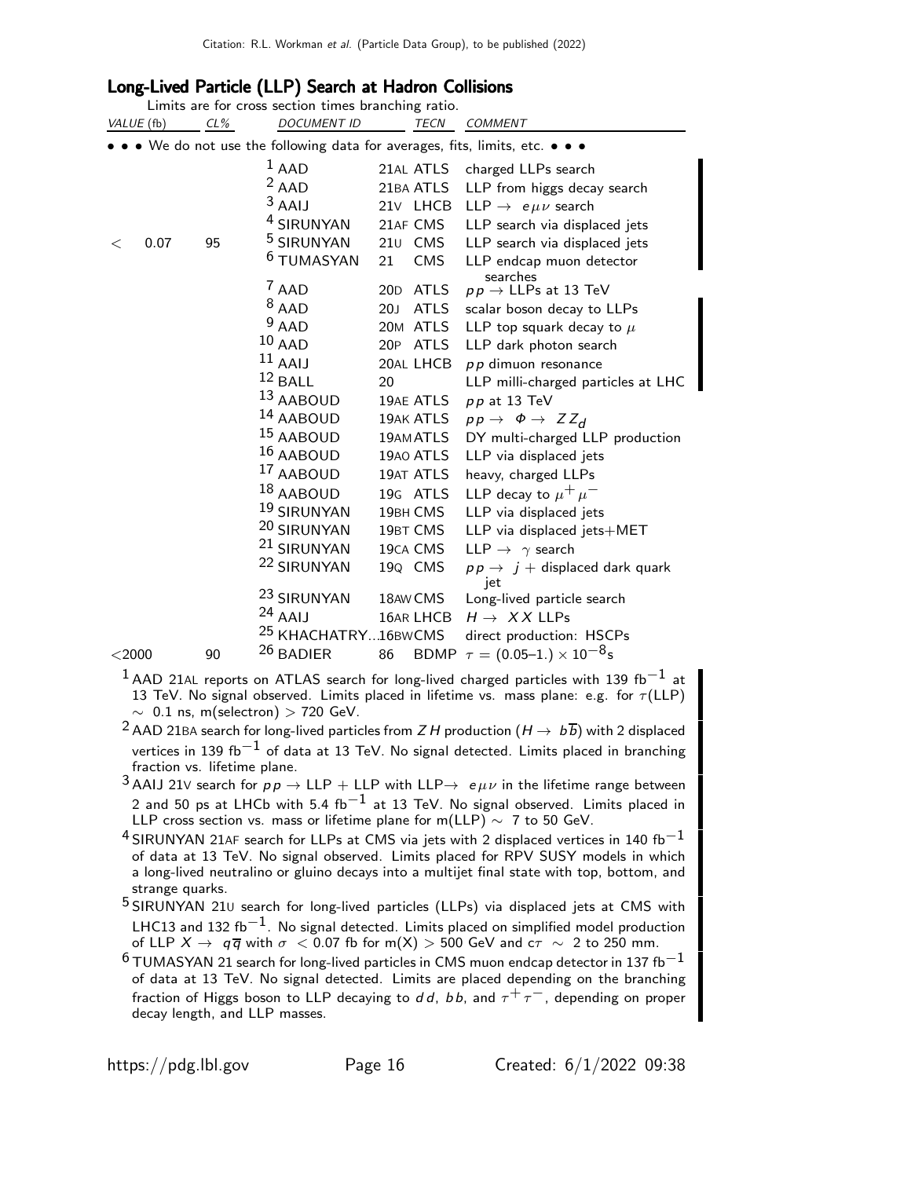## Long-Lived Particle (LLP) Search at Hadron Collisions

Limits are for cross section times branching ratio.

| VALUE (fb) | CL% | DOCUMENT ID | | TECN | COMMENT |
|---|---|---|---|---|---|
| • • • We do not use the following data for averages, fits, limits, etc. • • • | | | | | |
| | | [1] AAD | 21AL | ATLS | charged LLPs search |
| | | [2] AAD | 21BA | ATLS | LLP from higgs decay search |
| | | [3] AAIJ | 21V | LHCB | LLP $\rightarrow$ $e\mu\nu$ search |
| | | [4] SIRUNYAN | 21AF | CMS | LLP search via displaced jets |
| $<$ 0.07 | 95 | [5] SIRUNYAN | 21U | CMS | LLP search via displaced jets |
| | | [6] TUMASYAN | 21 | CMS | LLP endcap muon detector searches |
| | | [7] AAD | 20D | ATLS | $pp \rightarrow$ LLPs at 13 TeV |
| | | [8] AAD | 20J | ATLS | scalar boson decay to LLPs |
| | | [9] AAD | 20M | ATLS | LLP top squark decay to $\mu$ |
| | | [10] AAD | 20P | ATLS | LLP dark photon search |
| | | [11] AAIJ | 20AL | LHCB | $pp$ dimuon resonance |
| | | [12] BALL | 20 | | LLP milli-charged particles at LHC |
| | | [13] AABOUD | 19AE | ATLS | $pp$ at 13 TeV |
| | | [14] AABOUD | 19AK | ATLS | $pp \rightarrow \Phi \rightarrow ZZ_d$ |
| | | [15] AABOUD | 19AM | ATLS | DY multi-charged LLP production |
| | | [16] AABOUD | 19AO | ATLS | LLP via displaced jets |
| | | [17] AABOUD | 19AT | ATLS | heavy, charged LLPs |
| | | [18] AABOUD | 19G | ATLS | LLP decay to $\mu^+\mu^-$ |
| | | [19] SIRUNYAN | 19BH | CMS | LLP via displaced jets |
| | | [20] SIRUNYAN | 19BT | CMS | LLP via displaced jets+MET |
| | | [21] SIRUNYAN | 19CA | CMS | LLP $\rightarrow \gamma$ search |
| | | [22] SIRUNYAN | 19Q | CMS | $pp \rightarrow j$ + displaced dark quark jet |
| | | [23] SIRUNYAN | 18AW | CMS | Long-lived particle search |
| | | [24] AAIJ | 16AR | LHCB | $H \rightarrow XX$ LLPs |
| | | [25] KHACHATRY... | 16BW | CMS | direct production: HSCPs |
| $<$2000 | 90 | [26] BADIER | 86 | BDMP | $\tau = (0.05\text{–}1.) \times 10^{-8}$s |

[1] AAD 21AL reports on ATLAS search for long-lived charged particles with 139 fb$^{-1}$ at 13 TeV. No signal observed. Limits placed in lifetime vs. mass plane: e.g. for $\tau$(LLP) $\sim$ 0.1 ns, m(selectron) $>$ 720 GeV.

[2] AAD 21BA search for long-lived particles from $ZH$ production ($H \rightarrow b\overline{b}$) with 2 displaced vertices in 139 fb$^{-1}$ of data at 13 TeV. No signal detected. Limits placed in branching fraction vs. lifetime plane.

[3] AAIJ 21V search for $pp \rightarrow$ LLP + LLP with LLP$\rightarrow$ $e\mu\nu$ in the lifetime range between 2 and 50 ps at LHCb with 5.4 fb$^{-1}$ at 13 TeV. No signal observed. Limits placed in LLP cross section vs. mass or lifetime plane for m(LLP) $\sim$ 7 to 50 GeV.

[4] SIRUNYAN 21AF search for LLPs at CMS via jets with 2 displaced vertices in 140 fb$^{-1}$ of data at 13 TeV. No signal observed. Limits placed for RPV SUSY models in which a long-lived neutralino or gluino decays into a multijet final state with top, bottom, and strange quarks.

[5] SIRUNYAN 21U search for long-lived particles (LLPs) via displaced jets at CMS with LHC13 and 132 fb$^{-1}$. No signal detected. Limits placed on simplified model production of LLP $X \rightarrow q\overline{q}$ with $\sigma$ $<$ 0.07 fb for m(X) $>$ 500 GeV and $c\tau$ $\sim$ 2 to 250 mm.

[6] TUMASYAN 21 search for long-lived particles in CMS muon endcap detector in 137 fb$^{-1}$ of data at 13 TeV. No signal detected. Limits are placed depending on the branching fraction of Higgs boson to LLP decaying to $dd$, $bb$, and $\tau^+\tau^-$, depending on proper decay length, and LLP masses.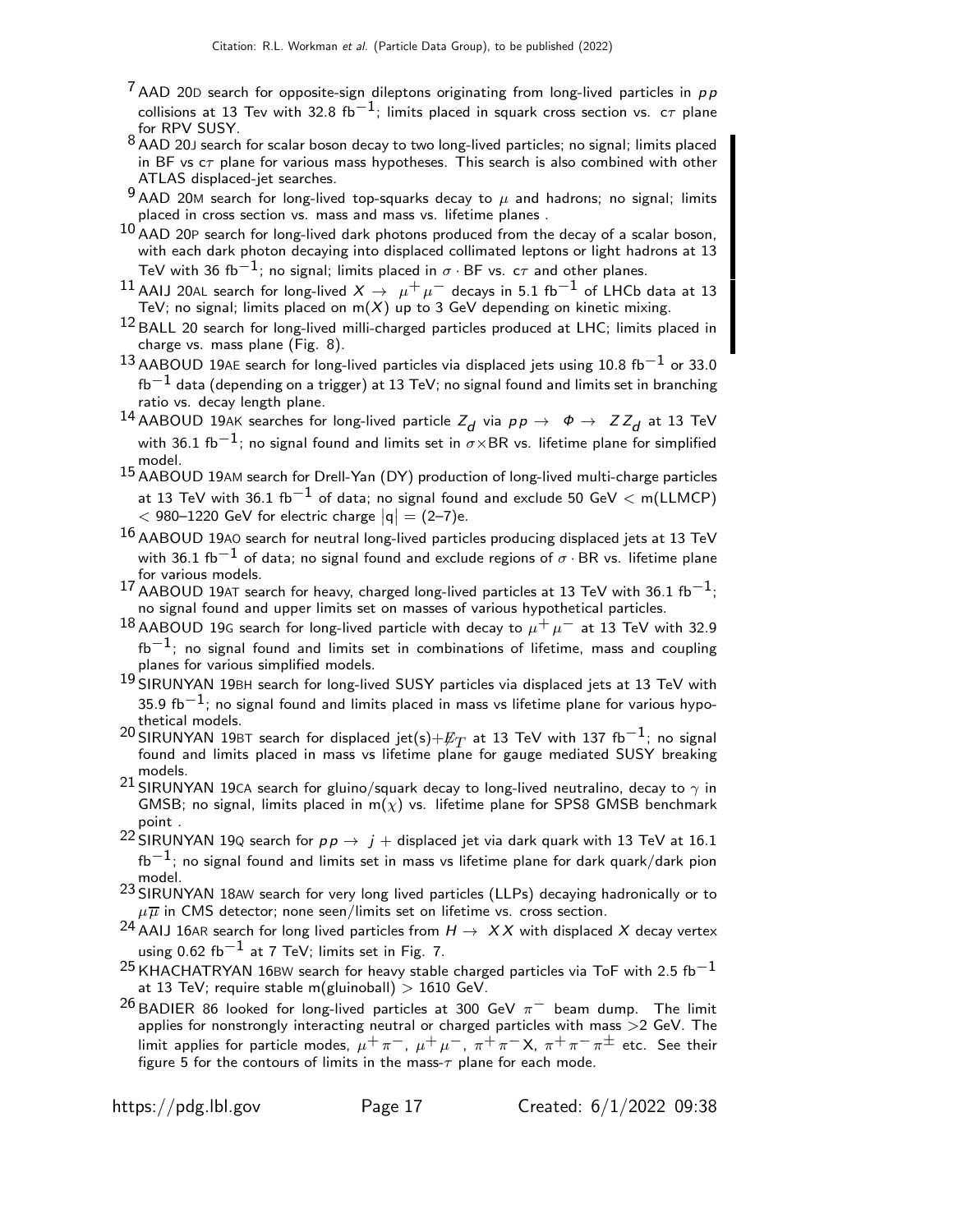[7] AAD 20D search for opposite-sign dileptons originating from long-lived particles in $pp$ collisions at 13 Tev with 32.8 fb$^{-1}$; limits placed in squark cross section vs. $c\tau$ plane for RPV SUSY.

[8] AAD 20J search for scalar boson decay to two long-lived particles; no signal; limits placed in BF vs $c\tau$ plane for various mass hypotheses. This search is also combined with other ATLAS displaced-jet searches.

[9] AAD 20M search for long-lived top-squarks decay to $\mu$ and hadrons; no signal; limits placed in cross section vs. mass and mass vs. lifetime planes .

[10] AAD 20P search for long-lived dark photons produced from the decay of a scalar boson, with each dark photon decaying into displaced collimated leptons or light hadrons at 13 TeV with 36 fb$^{-1}$; no signal; limits placed in $\sigma \cdot$ BF vs. $c\tau$ and other planes.

[11] AAIJ 20AL search for long-lived $X \to \mu^+\mu^-$ decays in 5.1 fb$^{-1}$ of LHCb data at 13 TeV; no signal; limits placed on m($X$) up to 3 GeV depending on kinetic mixing.

[12] BALL 20 search for long-lived milli-charged particles produced at LHC; limits placed in charge vs. mass plane (Fig. 8).

[13] AABOUD 19AE search for long-lived particles via displaced jets using 10.8 fb$^{-1}$ or 33.0 fb$^{-1}$ data (depending on a trigger) at 13 TeV; no signal found and limits set in branching ratio vs. decay length plane.

[14] AABOUD 19AK searches for long-lived particle $Z_d$ via $pp \to \Phi \to ZZ_d$ at 13 TeV with 36.1 fb$^{-1}$; no signal found and limits set in $\sigma\times$BR vs. lifetime plane for simplified model.

[15] AABOUD 19AM search for Drell-Yan (DY) production of long-lived multi-charge particles at 13 TeV with 36.1 fb$^{-1}$ of data; no signal found and exclude 50 GeV $<$ m(LLMCP) $<$ 980–1220 GeV for electric charge $|q| = (2–7)e$.

[16] AABOUD 19AO search for neutral long-lived particles producing displaced jets at 13 TeV with 36.1 fb$^{-1}$ of data; no signal found and exclude regions of $\sigma \cdot$ BR vs. lifetime plane for various models.

[17] AABOUD 19AT search for heavy, charged long-lived particles at 13 TeV with 36.1 fb$^{-1}$; no signal found and upper limits set on masses of various hypothetical particles.

[18] AABOUD 19G search for long-lived particle with decay to $\mu^+\mu^-$ at 13 TeV with 32.9 fb$^{-1}$; no signal found and limits set in combinations of lifetime, mass and coupling planes for various simplified models.

[19] SIRUNYAN 19BH search for long-lived SUSY particles via displaced jets at 13 TeV with 35.9 fb$^{-1}$; no signal found and limits placed in mass vs lifetime plane for various hypothetical models.

[20] SIRUNYAN 19BT search for displaced jet(s)+$\not\!\!E_T$ at 13 TeV with 137 fb$^{-1}$; no signal found and limits placed in mass vs lifetime plane for gauge mediated SUSY breaking models.

[21] SIRUNYAN 19CA search for gluino/squark decay to long-lived neutralino, decay to $\gamma$ in GMSB; no signal, limits placed in m($\chi$) vs. lifetime plane for SPS8 GMSB benchmark point .

[22] SIRUNYAN 19Q search for $pp \to j +$ displaced jet via dark quark with 13 TeV at 16.1 fb$^{-1}$; no signal found and limits set in mass vs lifetime plane for dark quark/dark pion model.

[23] SIRUNYAN 18AW search for very long lived particles (LLPs) decaying hadronically or to $\mu\overline{\mu}$ in CMS detector; none seen/limits set on lifetime vs. cross section.

[24] AAIJ 16AR search for long lived particles from $H \to XX$ with displaced $X$ decay vertex using 0.62 fb$^{-1}$ at 7 TeV; limits set in Fig. 7.

[25] KHACHATRYAN 16BW search for heavy stable charged particles via ToF with 2.5 fb$^{-1}$ at 13 TeV; require stable m(gluinoball) $>$ 1610 GeV.

[26] BADIER 86 looked for long-lived particles at 300 GeV $\pi^-$ beam dump. The limit applies for nonstrongly interacting neutral or charged particles with mass $>$2 GeV. The limit applies for particle modes, $\mu^+\pi^-$, $\mu^+\mu^-$, $\pi^+\pi^-X$, $\pi^+\pi^-\pi^\pm$ etc. See their figure 5 for the contours of limits in the mass-$\tau$ plane for each mode.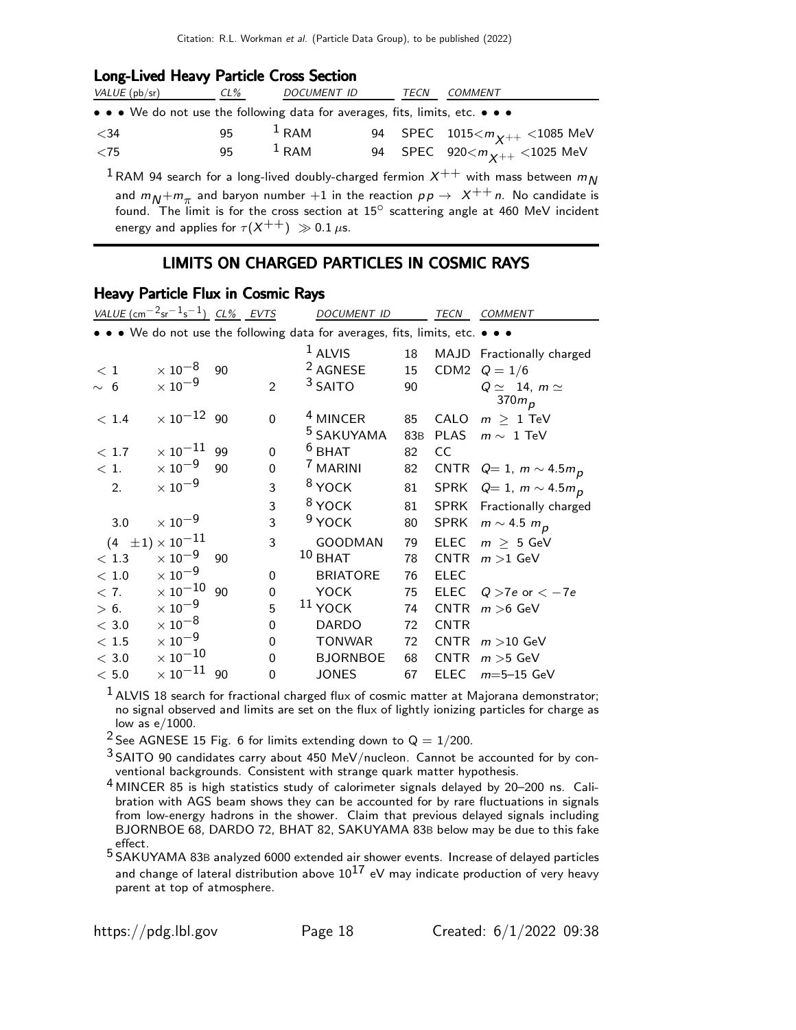### Long-Lived Heavy Particle Cross Section

| VALUE (pb/sr) | CL% | DOCUMENT ID | | TECN | COMMENT |
|---|---|---|---|---|---|
| • • • We do not use the following data for averages, fits, limits, etc. • • • | | | | | |
| <34 | 95 | [1] RAM | 94 | SPEC | $1015 < m_{X^{++}} < 1085$ MeV |
| <75 | 95 | [1] RAM | 94 | SPEC | $920 < m_{X^{++}} < 1025$ MeV |

[1] RAM 94 search for a long-lived doubly-charged fermion $X^{++}$ with mass between $m_N$ and $m_N + m_\pi$ and baryon number +1 in the reaction $pp \to X^{++} n$. No candidate is found. The limit is for the cross section at 15° scattering angle at 460 MeV incident energy and applies for $\tau(X^{++}) \gg 0.1\ \mu$s.

## LIMITS ON CHARGED PARTICLES IN COSMIC RAYS

### Heavy Particle Flux in Cosmic Rays

| VALUE ($\text{cm}^{-2}\text{sr}^{-1}\text{s}^{-1}$) | CL% | EVTS | DOCUMENT ID | | TECN | COMMENT |
|---|---|---|---|---|---|---|
| • • • We do not use the following data for averages, fits, limits, etc. • • • | | | | | | |
| | | | [1] ALVIS | 18 | MAJD | Fractionally charged |
| $< 1 \times 10^{-8}$ | 90 | | [2] AGNESE | 15 | CDM2 | $Q = 1/6$ |
| $\sim 6 \times 10^{-9}$ | | 2 | [3] SAITO | 90 | | $Q \simeq 14$, $m \simeq 370 m_p$ |
| $< 1.4 \times 10^{-12}$ | 90 | 0 | [4] MINCER | 85 | CALO | $m \geq 1$ TeV |
| | | | [5] SAKUYAMA | 83B | PLAS | $m \sim 1$ TeV |
| $< 1.7 \times 10^{-11}$ | 99 | 0 | [6] BHAT | 82 | CC | |
| $< 1. \times 10^{-9}$ | 90 | 0 | [7] MARINI | 82 | CNTR | $Q = 1$, $m \sim 4.5 m_p$ |
| $2. \times 10^{-9}$ | | 3 | [8] YOCK | 81 | SPRK | $Q = 1$, $m \sim 4.5 m_p$ |
| | | 3 | [8] YOCK | 81 | SPRK | Fractionally charged |
| $3.0 \times 10^{-9}$ | | 3 | [9] YOCK | 80 | SPRK | $m \sim 4.5\ m_p$ |
| $(4 \pm 1) \times 10^{-11}$ | | 3 | GOODMAN | 79 | ELEC | $m \geq 5$ GeV |
| $< 1.3 \times 10^{-9}$ | 90 | | [10] BHAT | 78 | CNTR | $m > 1$ GeV |
| $< 1.0 \times 10^{-9}$ | | 0 | BRIATORE | 76 | ELEC | |
| $< 7. \times 10^{-10}$ | 90 | 0 | YOCK | 75 | ELEC | $Q > 7e$ or $< -7e$ |
| $> 6. \times 10^{-9}$ | | 5 | [11] YOCK | 74 | CNTR | $m > 6$ GeV |
| $< 3.0 \times 10^{-8}$ | | 0 | DARDO | 72 | CNTR | |
| $< 1.5 \times 10^{-9}$ | | 0 | TONWAR | 72 | CNTR | $m > 10$ GeV |
| $< 3.0 \times 10^{-10}$ | | 0 | BJORNBOE | 68 | CNTR | $m > 5$ GeV |
| $< 5.0 \times 10^{-11}$ | 90 | 0 | JONES | 67 | ELEC | $m$=5–15 GeV |

[1] ALVIS 18 search for fractional charged flux of cosmic matter at Majorana demonstrator; no signal observed and limits are set on the flux of lightly ionizing particles for charge as low as e/1000.

[2] See AGNESE 15 Fig. 6 for limits extending down to Q = 1/200.

[3] SAITO 90 candidates carry about 450 MeV/nucleon. Cannot be accounted for by conventional backgrounds. Consistent with strange quark matter hypothesis.

[4] MINCER 85 is high statistics study of calorimeter signals delayed by 20–200 ns. Calibration with AGS beam shows they can be accounted for by rare fluctuations in signals from low-energy hadrons in the shower. Claim that previous delayed signals including BJORNBOE 68, DARDO 72, BHAT 82, SAKUYAMA 83B below may be due to this fake effect.

[5] SAKUYAMA 83B analyzed 6000 extended air shower events. Increase of delayed particles and change of lateral distribution above $10^{17}$ eV may indicate production of very heavy parent at top of atmosphere.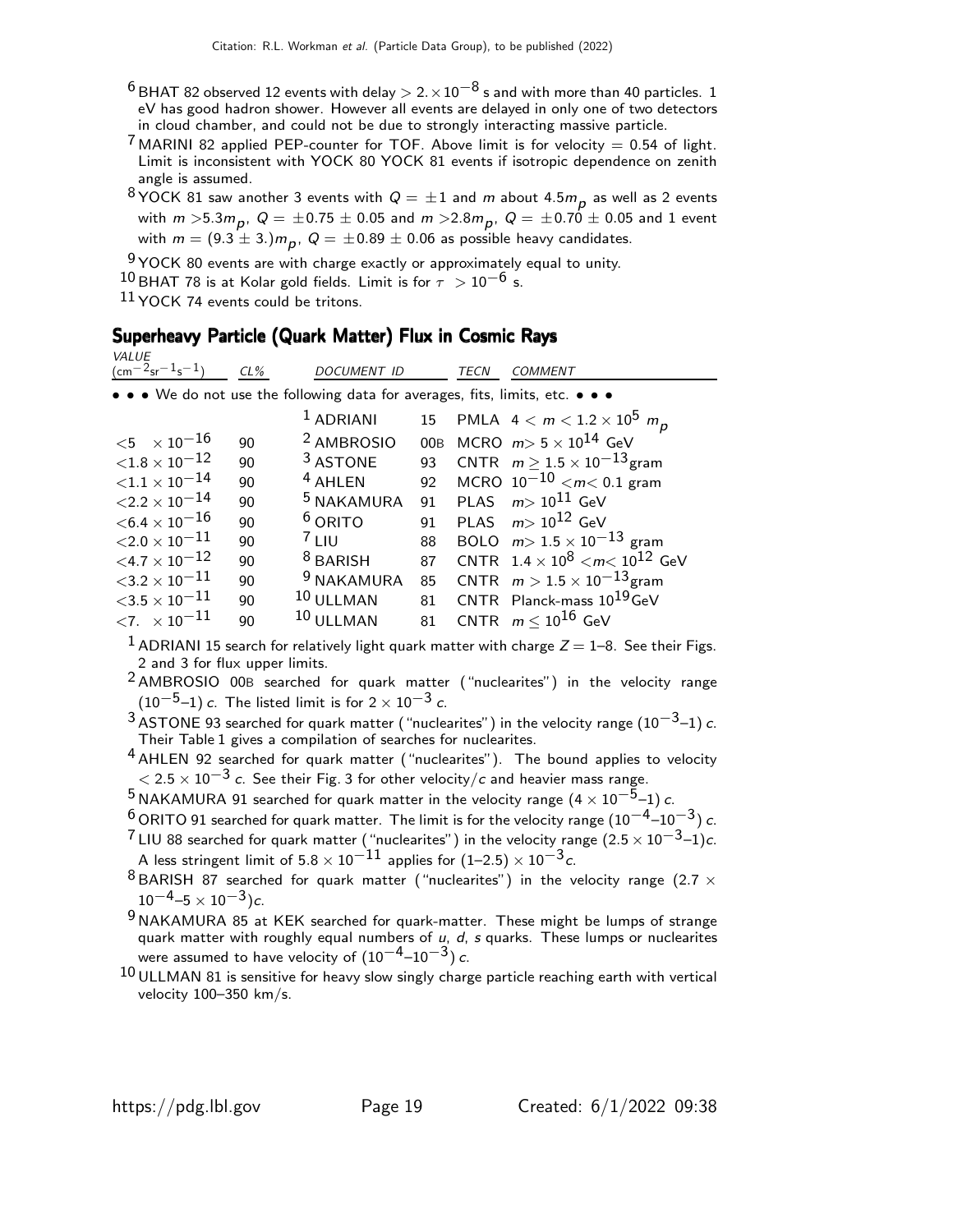[6] BHAT 82 observed 12 events with delay $> 2. \times 10^{-8}$ s and with more than 40 particles. 1 eV has good hadron shower. However all events are delayed in only one of two detectors in cloud chamber, and could not be due to strongly interacting massive particle.

[7] MARINI 82 applied PEP-counter for TOF. Above limit is for velocity = 0.54 of light. Limit is inconsistent with YOCK 80 YOCK 81 events if isotropic dependence on zenith angle is assumed.

[8] YOCK 81 saw another 3 events with $Q = \pm 1$ and $m$ about $4.5 m_p$ as well as 2 events with $m > 5.3 m_p$, $Q = \pm 0.75 \pm 0.05$ and $m > 2.8 m_p$, $Q = \pm 0.70 \pm 0.05$ and 1 event with $m = (9.3 \pm 3.) m_p$, $Q = \pm 0.89 \pm 0.06$ as possible heavy candidates.

[9] YOCK 80 events are with charge exactly or approximately equal to unity.

[10] BHAT 78 is at Kolar gold fields. Limit is for $\tau > 10^{-6}$ s.

[11] YOCK 74 events could be tritons.

## Superheavy Particle (Quark Matter) Flux in Cosmic Rays

| VALUE ($cm^{-2}sr^{-1}s^{-1}$) | CL% | DOCUMENT ID | | TECN | COMMENT |
|---|---|---|---|---|---|
| • • • We do not use the following data for averages, fits, limits, etc. • • • | | | | | |
| | | [1] ADRIANI | 15 | PMLA | $4 < m < 1.2 \times 10^{5}\ m_p$ |
| $<5 \times 10^{-16}$ | 90 | [2] AMBROSIO | 00B | MCRO | $m > 5 \times 10^{14}$ GeV |
| $<1.8 \times 10^{-12}$ | 90 | [3] ASTONE | 93 | CNTR | $m \geq 1.5 \times 10^{-13}$gram |
| $<1.1 \times 10^{-14}$ | 90 | [4] AHLEN | 92 | MCRO | $10^{-10} < m < 0.1$ gram |
| $<2.2 \times 10^{-14}$ | 90 | [5] NAKAMURA | 91 | PLAS | $m > 10^{11}$ GeV |
| $<6.4 \times 10^{-16}$ | 90 | [6] ORITO | 91 | PLAS | $m > 10^{12}$ GeV |
| $<2.0 \times 10^{-11}$ | 90 | [7] LIU | 88 | BOLO | $m > 1.5 \times 10^{-13}$ gram |
| $<4.7 \times 10^{-12}$ | 90 | [8] BARISH | 87 | CNTR | $1.4 \times 10^{8} < m < 10^{12}$ GeV |
| $<3.2 \times 10^{-11}$ | 90 | [9] NAKAMURA | 85 | CNTR | $m > 1.5 \times 10^{-13}$gram |
| $<3.5 \times 10^{-11}$ | 90 | [10] ULLMAN | 81 | CNTR | Planck-mass $10^{19}$GeV |
| $<7. \times 10^{-11}$ | 90 | [10] ULLMAN | 81 | CNTR | $m \leq 10^{16}$ GeV |

[1] ADRIANI 15 search for relatively light quark matter with charge $Z = 1$–8. See their Figs. 2 and 3 for flux upper limits.

[2] AMBROSIO 00B searched for quark matter ("nuclearites") in the velocity range $(10^{-5}$–$1)$ $c$. The listed limit is for $2 \times 10^{-3}$ $c$.

[3] ASTONE 93 searched for quark matter ("nuclearites") in the velocity range $(10^{-3}$–$1)$ $c$. Their Table 1 gives a compilation of searches for nuclearites.

[4] AHLEN 92 searched for quark matter ("nuclearites"). The bound applies to velocity $< 2.5 \times 10^{-3}$ $c$. See their Fig. 3 for other velocity/$c$ and heavier mass range.

[5] NAKAMURA 91 searched for quark matter in the velocity range $(4 \times 10^{-5}$–$1)$ $c$.

[6] ORITO 91 searched for quark matter. The limit is for the velocity range $(10^{-4}$–$10^{-3})$ $c$.

[7] LIU 88 searched for quark matter ("nuclearites") in the velocity range $(2.5 \times 10^{-3}$–$1)c$. A less stringent limit of $5.8 \times 10^{-11}$ applies for $(1$–$2.5) \times 10^{-3} c$.

[8] BARISH 87 searched for quark matter ("nuclearites") in the velocity range $(2.7 \times 10^{-4}$–$5 \times 10^{-3})c$.

[9] NAKAMURA 85 at KEK searched for quark-matter. These might be lumps of strange quark matter with roughly equal numbers of $u$, $d$, $s$ quarks. These lumps or nuclearites were assumed to have velocity of $(10^{-4}$–$10^{-3})$ $c$.

[10] ULLMAN 81 is sensitive for heavy slow singly charge particle reaching earth with vertical velocity 100–350 km/s.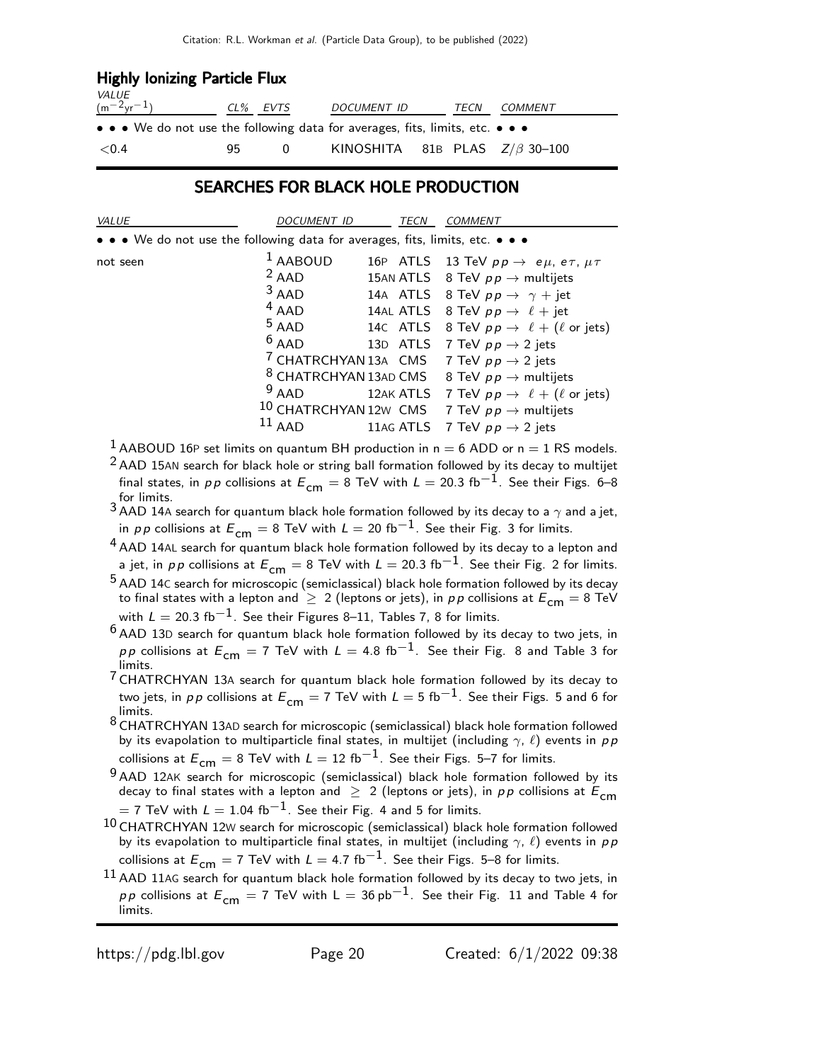### Highly Ionizing Particle Flux

| VALUE ($m^{-2}yr^{-1}$) | CL% | EVTS | DOCUMENT ID | | TECN | COMMENT |
|---|---|---|---|---|---|---|
| • • • We do not use the following data for averages, fits, limits, etc. • • • | | | | | | |
| <0.4 | 95 | 0 | KINOSHITA | 81B | PLAS | $Z/\beta$ 30–100 |

## SEARCHES FOR BLACK HOLE PRODUCTION

| VALUE | DOCUMENT ID | | TECN | COMMENT |
|---|---|---|---|---|
| • • • We do not use the following data for averages, fits, limits, etc. • • • | | | | |
| not seen | [1] AABOUD | 16P | ATLS | 13 TeV $pp \rightarrow e\mu, e\tau, \mu\tau$ |
| | [2] AAD | 15AN | ATLS | 8 TeV $pp \rightarrow$ multijets |
| | [3] AAD | 14A | ATLS | 8 TeV $pp \rightarrow \gamma +$ jet |
| | [4] AAD | 14AL | ATLS | 8 TeV $pp \rightarrow \ell +$ jet |
| | [5] AAD | 14C | ATLS | 8 TeV $pp \rightarrow \ell + (\ell$ or jets) |
| | [6] AAD | 13D | ATLS | 7 TeV $pp \rightarrow 2$ jets |
| | [7] CHATRCHYAN | 13A | CMS | 7 TeV $pp \rightarrow 2$ jets |
| | [8] CHATRCHYAN | 13AD | CMS | 8 TeV $pp \rightarrow$ multijets |
| | [9] AAD | 12AK | ATLS | 7 TeV $pp \rightarrow \ell + (\ell$ or jets) |
| | [10] CHATRCHYAN | 12W | CMS | 7 TeV $pp \rightarrow$ multijets |
| | [11] AAD | 11AG | ATLS | 7 TeV $pp \rightarrow 2$ jets |

[1] AABOUD 16P set limits on quantum BH production in n = 6 ADD or n = 1 RS models.

[2] AAD 15AN search for black hole or string ball formation followed by its decay to multijet final states, in $pp$ collisions at $E_{cm} = 8$ TeV with $L = 20.3$ fb$^{-1}$. See their Figs. 6–8 for limits.

[3] AAD 14A search for quantum black hole formation followed by its decay to a $\gamma$ and a jet, in $pp$ collisions at $E_{cm} = 8$ TeV with $L = 20$ fb$^{-1}$. See their Fig. 3 for limits.

[4] AAD 14AL search for quantum black hole formation followed by its decay to a lepton and a jet, in $pp$ collisions at $E_{cm} = 8$ TeV with $L = 20.3$ fb$^{-1}$. See their Fig. 2 for limits.

[5] AAD 14C search for microscopic (semiclassical) black hole formation followed by its decay to final states with a lepton and $\geq 2$ (leptons or jets), in $pp$ collisions at $E_{cm} = 8$ TeV with $L = 20.3$ fb$^{-1}$. See their Figures 8–11, Tables 7, 8 for limits.

[6] AAD 13D search for quantum black hole formation followed by its decay to two jets, in $pp$ collisions at $E_{cm} = 7$ TeV with $L = 4.8$ fb$^{-1}$. See their Fig. 8 and Table 3 for limits.

[7] CHATRCHYAN 13A search for quantum black hole formation followed by its decay to two jets, in $pp$ collisions at $E_{cm} = 7$ TeV with $L = 5$ fb$^{-1}$. See their Figs. 5 and 6 for limits.

[8] CHATRCHYAN 13AD search for microscopic (semiclassical) black hole formation followed by its evapolation to multiparticle final states, in multijet (including $\gamma$, $\ell$) events in $pp$ collisions at $E_{cm} = 8$ TeV with $L = 12$ fb$^{-1}$. See their Figs. 5–7 for limits.

[9] AAD 12AK search for microscopic (semiclassical) black hole formation followed by its decay to final states with a lepton and $\geq 2$ (leptons or jets), in $pp$ collisions at $E_{cm} = 7$ TeV with $L = 1.04$ fb$^{-1}$. See their Fig. 4 and 5 for limits.

[10] CHATRCHYAN 12W search for microscopic (semiclassical) black hole formation followed by its evapolation to multiparticle final states, in multijet (including $\gamma$, $\ell$) events in $pp$ collisions at $E_{cm} = 7$ TeV with $L = 4.7$ fb$^{-1}$. See their Figs. 5–8 for limits.

[11] AAD 11AG search for quantum black hole formation followed by its decay to two jets, in $pp$ collisions at $E_{cm} = 7$ TeV with L = 36 pb$^{-1}$. See their Fig. 11 and Table 4 for limits.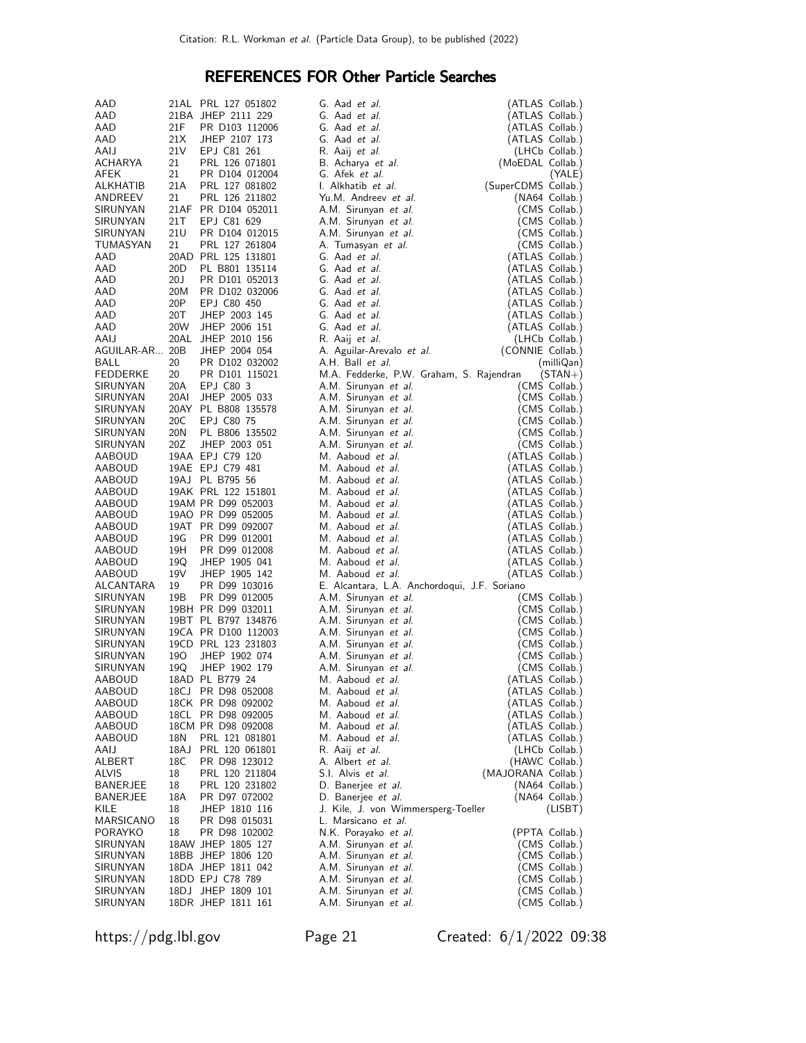## REFERENCES FOR Other Particle Searches

| | | | | |
|---|---|---|---|---|
| AAD | 21AL | PRL 127 051802 | G. Aad *et al.* | (ATLAS Collab.) |
| AAD | 21BA | JHEP 2111 229 | G. Aad *et al.* | (ATLAS Collab.) |
| AAD | 21F | PR D103 112006 | G. Aad *et al.* | (ATLAS Collab.) |
| AAD | 21X | JHEP 2107 173 | G. Aad *et al.* | (ATLAS Collab.) |
| AAIJ | 21V | EPJ C81 261 | R. Aaij *et al.* | (LHCb Collab.) |
| ACHARYA | 21 | PRL 126 071801 | B. Acharya *et al.* | (MoEDAL Collab.) |
| AFEK | 21 | PR D104 012004 | G. Afek *et al.* | (YALE) |
| ALKHATIB | 21A | PRL 127 081802 | I. Alkhatib *et al.* | (SuperCDMS Collab.) |
| ANDREEV | 21 | PRL 126 211802 | Yu.M. Andreev *et al.* | (NA64 Collab.) |
| SIRUNYAN | 21AF | PR D104 052011 | A.M. Sirunyan *et al.* | (CMS Collab.) |
| SIRUNYAN | 21T | EPJ C81 629 | A.M. Sirunyan *et al.* | (CMS Collab.) |
| SIRUNYAN | 21U | PR D104 012015 | A.M. Sirunyan *et al.* | (CMS Collab.) |
| TUMASYAN | 21 | PRL 127 261804 | A. Tumasyan *et al.* | (CMS Collab.) |
| AAD | 20AD | PRL 125 131801 | G. Aad *et al.* | (ATLAS Collab.) |
| AAD | 20D | PL B801 135114 | G. Aad *et al.* | (ATLAS Collab.) |
| AAD | 20J | PR D101 052013 | G. Aad *et al.* | (ATLAS Collab.) |
| AAD | 20M | PR D102 032006 | G. Aad *et al.* | (ATLAS Collab.) |
| AAD | 20P | EPJ C80 450 | G. Aad *et al.* | (ATLAS Collab.) |
| AAD | 20T | JHEP 2003 145 | G. Aad *et al.* | (ATLAS Collab.) |
| AAD | 20W | JHEP 2006 151 | G. Aad *et al.* | (ATLAS Collab.) |
| AAIJ | 20AL | JHEP 2010 156 | R. Aaij *et al.* | (LHCb Collab.) |
| AGUILAR-AR... | 20B | JHEP 2004 054 | A. Aguilar-Arevalo *et al.* | (CONNIE Collab.) |
| BALL | 20 | PR D102 032002 | A.H. Ball *et al.* | (milliQan) |
| FEDDERKE | 20 | PR D101 115021 | M.A. Fedderke, P.W. Graham, S. Rajendran | (STAN+) |
| SIRUNYAN | 20A | EPJ C80 3 | A.M. Sirunyan *et al.* | (CMS Collab.) |
| SIRUNYAN | 20AI | JHEP 2005 033 | A.M. Sirunyan *et al.* | (CMS Collab.) |
| SIRUNYAN | 20AY | PL B808 135578 | A.M. Sirunyan *et al.* | (CMS Collab.) |
| SIRUNYAN | 20C | EPJ C80 75 | A.M. Sirunyan *et al.* | (CMS Collab.) |
| SIRUNYAN | 20N | PL B806 135502 | A.M. Sirunyan *et al.* | (CMS Collab.) |
| SIRUNYAN | 20Z | JHEP 2003 051 | A.M. Sirunyan *et al.* | (CMS Collab.) |
| AABOUD | 19AA | EPJ C79 120 | M. Aaboud *et al.* | (ATLAS Collab.) |
| AABOUD | 19AE | EPJ C79 481 | M. Aaboud *et al.* | (ATLAS Collab.) |
| AABOUD | 19AJ | PL B795 56 | M. Aaboud *et al.* | (ATLAS Collab.) |
| AABOUD | 19AK | PRL 122 151801 | M. Aaboud *et al.* | (ATLAS Collab.) |
| AABOUD | 19AM | PR D99 052003 | M. Aaboud *et al.* | (ATLAS Collab.) |
| AABOUD | 19AO | PR D99 052005 | M. Aaboud *et al.* | (ATLAS Collab.) |
| AABOUD | 19AT | PR D99 092007 | M. Aaboud *et al.* | (ATLAS Collab.) |
| AABOUD | 19G | PR D99 012001 | M. Aaboud *et al.* | (ATLAS Collab.) |
| AABOUD | 19H | PR D99 012008 | M. Aaboud *et al.* | (ATLAS Collab.) |
| AABOUD | 19Q | JHEP 1905 041 | M. Aaboud *et al.* | (ATLAS Collab.) |
| AABOUD | 19V | JHEP 1905 142 | M. Aaboud *et al.* | (ATLAS Collab.) |
| ALCANTARA | 19 | PR D99 103016 | E. Alcantara, L.A. Anchordoqui, J.F. Soriano | |
| SIRUNYAN | 19B | PR D99 012005 | A.M. Sirunyan *et al.* | (CMS Collab.) |
| SIRUNYAN | 19BH | PR D99 032011 | A.M. Sirunyan *et al.* | (CMS Collab.) |
| SIRUNYAN | 19BT | PL B797 134876 | A.M. Sirunyan *et al.* | (CMS Collab.) |
| SIRUNYAN | 19CA | PR D100 112003 | A.M. Sirunyan *et al.* | (CMS Collab.) |
| SIRUNYAN | 19CD | PRL 123 231803 | A.M. Sirunyan *et al.* | (CMS Collab.) |
| SIRUNYAN | 19O | JHEP 1902 074 | A.M. Sirunyan *et al.* | (CMS Collab.) |
| SIRUNYAN | 19Q | JHEP 1902 179 | A.M. Sirunyan *et al.* | (CMS Collab.) |
| AABOUD | 18AD | PL B779 24 | M. Aaboud *et al.* | (ATLAS Collab.) |
| AABOUD | 18CJ | PR D98 052008 | M. Aaboud *et al.* | (ATLAS Collab.) |
| AABOUD | 18CK | PR D98 092002 | M. Aaboud *et al.* | (ATLAS Collab.) |
| AABOUD | 18CL | PR D98 092005 | M. Aaboud *et al.* | (ATLAS Collab.) |
| AABOUD | 18CM | PR D98 092008 | M. Aaboud *et al.* | (ATLAS Collab.) |
| AABOUD | 18N | PRL 121 081801 | M. Aaboud *et al.* | (ATLAS Collab.) |
| AAIJ | 18AJ | PRL 120 061801 | R. Aaij *et al.* | (LHCb Collab.) |
| ALBERT | 18C | PR D98 123012 | A. Albert *et al.* | (HAWC Collab.) |
| ALVIS | 18 | PRL 120 211804 | S.I. Alvis *et al.* | (MAJORANA Collab.) |
| BANERJEE | 18 | PRL 120 231802 | D. Banerjee *et al.* | (NA64 Collab.) |
| BANERJEE | 18A | PR D97 072002 | D. Banerjee *et al.* | (NA64 Collab.) |
| KILE | 18 | JHEP 1810 116 | J. Kile, J. von Wimmersperg-Toeller | (LISBT) |
| MARSICANO | 18 | PR D98 015031 | L. Marsicano *et al.* | |
| PORAYKO | 18 | PR D98 102002 | N.K. Porayako *et al.* | (PPTA Collab.) |
| SIRUNYAN | 18AW | JHEP 1805 127 | A.M. Sirunyan *et al.* | (CMS Collab.) |
| SIRUNYAN | 18BB | JHEP 1806 120 | A.M. Sirunyan *et al.* | (CMS Collab.) |
| SIRUNYAN | 18DA | JHEP 1811 042 | A.M. Sirunyan *et al.* | (CMS Collab.) |
| SIRUNYAN | 18DD | EPJ C78 789 | A.M. Sirunyan *et al.* | (CMS Collab.) |
| SIRUNYAN | 18DJ | JHEP 1809 101 | A.M. Sirunyan *et al.* | (CMS Collab.) |
| SIRUNYAN | 18DR | JHEP 1811 161 | A.M. Sirunyan *et al.* | (CMS Collab.) |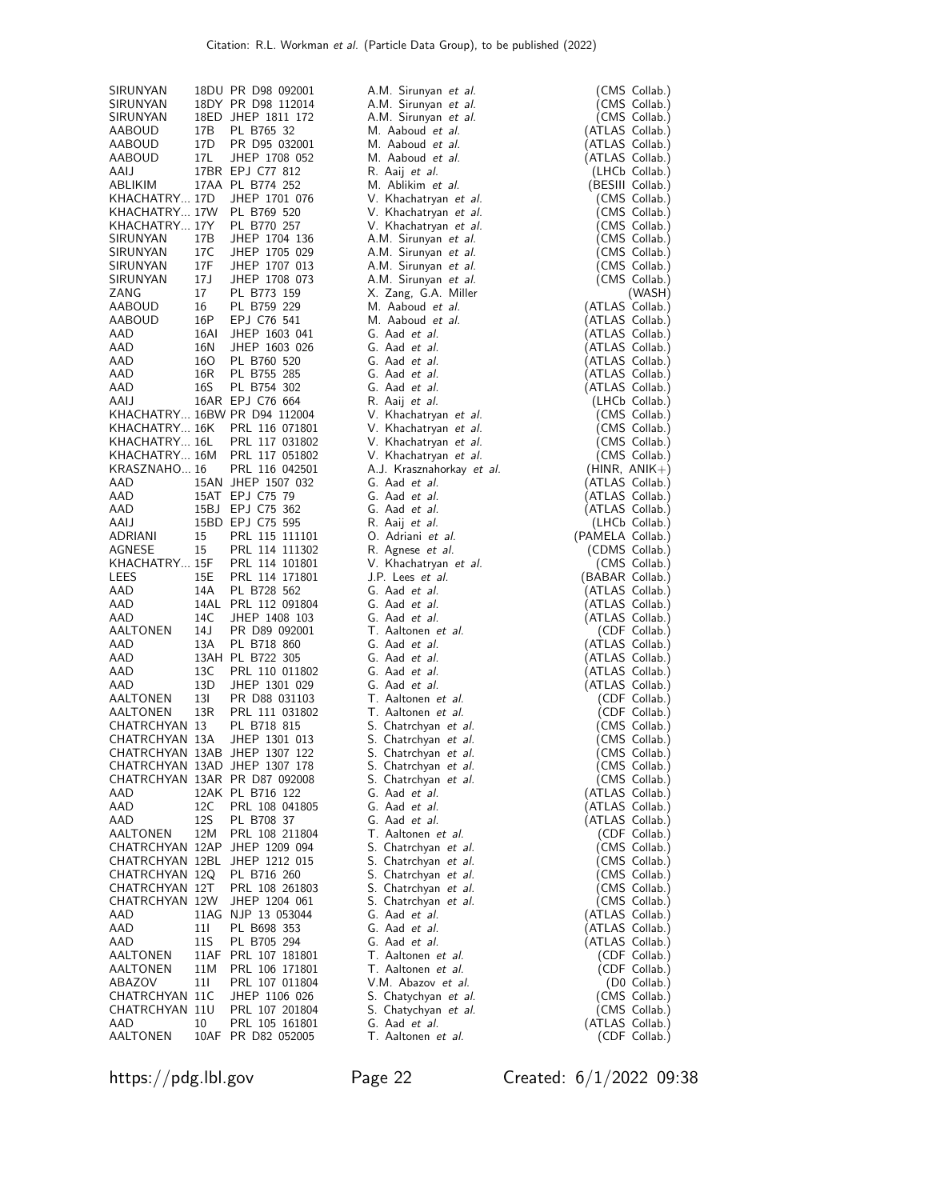| | | | | |
|---|---|---|---|---|
| SIRUNYAN | 18DU | PR D98 092001 | A.M. Sirunyan *et al.* | (CMS Collab.) |
| SIRUNYAN | 18DY | PR D98 112014 | A.M. Sirunyan *et al.* | (CMS Collab.) |
| SIRUNYAN | 18ED | JHEP 1811 172 | A.M. Sirunyan *et al.* | (CMS Collab.) |
| AABOUD | 17B | PL B765 32 | M. Aaboud *et al.* | (ATLAS Collab.) |
| AABOUD | 17D | PR D95 032001 | M. Aaboud *et al.* | (ATLAS Collab.) |
| AABOUD | 17L | JHEP 1708 052 | M. Aaboud *et al.* | (ATLAS Collab.) |
| AAIJ | 17BR | EPJ C77 812 | R. Aaij *et al.* | (LHCb Collab.) |
| ABLIKIM | 17AA | PL B774 252 | M. Ablikim *et al.* | (BESIII Collab.) |
| KHACHATRY... | 17D | JHEP 1701 076 | V. Khachatryan *et al.* | (CMS Collab.) |
| KHACHATRY... | 17W | PL B769 520 | V. Khachatryan *et al.* | (CMS Collab.) |
| KHACHATRY... | 17Y | PL B770 257 | V. Khachatryan *et al.* | (CMS Collab.) |
| SIRUNYAN | 17B | JHEP 1704 136 | A.M. Sirunyan *et al.* | (CMS Collab.) |
| SIRUNYAN | 17C | JHEP 1705 029 | A.M. Sirunyan *et al.* | (CMS Collab.) |
| SIRUNYAN | 17F | JHEP 1707 013 | A.M. Sirunyan *et al.* | (CMS Collab.) |
| SIRUNYAN | 17J | JHEP 1708 073 | A.M. Sirunyan *et al.* | (CMS Collab.) |
| ZANG | 17 | PL B773 159 | X. Zang, G.A. Miller | (WASH) |
| AABOUD | 16 | PL B759 229 | M. Aaboud *et al.* | (ATLAS Collab.) |
| AABOUD | 16P | EPJ C76 541 | M. Aaboud *et al.* | (ATLAS Collab.) |
| AAD | 16AI | JHEP 1603 041 | G. Aad *et al.* | (ATLAS Collab.) |
| AAD | 16N | JHEP 1603 026 | G. Aad *et al.* | (ATLAS Collab.) |
| AAD | 16O | PL B760 520 | G. Aad *et al.* | (ATLAS Collab.) |
| AAD | 16R | PL B755 285 | G. Aad *et al.* | (ATLAS Collab.) |
| AAD | 16S | PL B754 302 | G. Aad *et al.* | (ATLAS Collab.) |
| AAIJ | 16AR | EPJ C76 664 | R. Aaij *et al.* | (LHCb Collab.) |
| KHACHATRY... | 16BW | PR D94 112004 | V. Khachatryan *et al.* | (CMS Collab.) |
| KHACHATRY... | 16K | PRL 116 071801 | V. Khachatryan *et al.* | (CMS Collab.) |
| KHACHATRY... | 16L | PRL 117 031802 | V. Khachatryan *et al.* | (CMS Collab.) |
| KHACHATRY... | 16M | PRL 117 051802 | V. Khachatryan *et al.* | (CMS Collab.) |
| KRASZNAHO... | 16 | PRL 116 042501 | A.J. Krasznahorkay *et al.* | (HINR, ANIK+) |
| AAD | 15AN | JHEP 1507 032 | G. Aad *et al.* | (ATLAS Collab.) |
| AAD | 15AT | EPJ C75 79 | G. Aad *et al.* | (ATLAS Collab.) |
| AAD | 15BJ | EPJ C75 362 | G. Aad *et al.* | (ATLAS Collab.) |
| AAIJ | 15BD | EPJ C75 595 | R. Aaij *et al.* | (LHCb Collab.) |
| ADRIANI | 15 | PRL 115 111101 | O. Adriani *et al.* | (PAMELA Collab.) |
| AGNESE | 15 | PRL 114 111302 | R. Agnese *et al.* | (CDMS Collab.) |
| KHACHATRY... | 15F | PRL 114 101801 | V. Khachatryan *et al.* | (CMS Collab.) |
| LEES | 15E | PRL 114 171801 | J.P. Lees *et al.* | (BABAR Collab.) |
| AAD | 14A | PL B728 562 | G. Aad *et al.* | (ATLAS Collab.) |
| AAD | 14AL | PRL 112 091804 | G. Aad *et al.* | (ATLAS Collab.) |
| AAD | 14C | JHEP 1408 103 | G. Aad *et al.* | (ATLAS Collab.) |
| AALTONEN | 14J | PR D89 092001 | T. Aaltonen *et al.* | (CDF Collab.) |
| AAD | 13A | PL B718 860 | G. Aad *et al.* | (ATLAS Collab.) |
| AAD | 13AH | PL B722 305 | G. Aad *et al.* | (ATLAS Collab.) |
| AAD | 13C | PRL 110 011802 | G. Aad *et al.* | (ATLAS Collab.) |
| AAD | 13D | JHEP 1301 029 | G. Aad *et al.* | (ATLAS Collab.) |
| AALTONEN | 13I | PR D88 031103 | T. Aaltonen *et al.* | (CDF Collab.) |
| AALTONEN | 13R | PRL 111 031802 | T. Aaltonen *et al.* | (CDF Collab.) |
| CHATRCHYAN | 13 | PL B718 815 | S. Chatrchyan *et al.* | (CMS Collab.) |
| CHATRCHYAN | 13A | JHEP 1301 013 | S. Chatrchyan *et al.* | (CMS Collab.) |
| CHATRCHYAN | 13AB | JHEP 1307 122 | S. Chatrchyan *et al.* | (CMS Collab.) |
| CHATRCHYAN | 13AD | JHEP 1307 178 | S. Chatrchyan *et al.* | (CMS Collab.) |
| CHATRCHYAN | 13AR | PR D87 092008 | S. Chatrchyan *et al.* | (CMS Collab.) |
| AAD | 12AK | PL B716 122 | G. Aad *et al.* | (ATLAS Collab.) |
| AAD | 12C | PRL 108 041805 | G. Aad *et al.* | (ATLAS Collab.) |
| AAD | 12S | PL B708 37 | G. Aad *et al.* | (ATLAS Collab.) |
| AALTONEN | 12M | PRL 108 211804 | T. Aaltonen *et al.* | (CDF Collab.) |
| CHATRCHYAN | 12AP | JHEP 1209 094 | S. Chatrchyan *et al.* | (CMS Collab.) |
| CHATRCHYAN | 12BL | JHEP 1212 015 | S. Chatrchyan *et al.* | (CMS Collab.) |
| CHATRCHYAN | 12Q | PL B716 260 | S. Chatrchyan *et al.* | (CMS Collab.) |
| CHATRCHYAN | 12T | PRL 108 261803 | S. Chatrchyan *et al.* | (CMS Collab.) |
| CHATRCHYAN | 12W | JHEP 1204 061 | S. Chatrchyan *et al.* | (CMS Collab.) |
| AAD | 11AG | NJP 13 053044 | G. Aad *et al.* | (ATLAS Collab.) |
| AAD | 11I | PL B698 353 | G. Aad *et al.* | (ATLAS Collab.) |
| AAD | 11S | PL B705 294 | G. Aad *et al.* | (ATLAS Collab.) |
| AALTONEN | 11AF | PRL 107 181801 | T. Aaltonen *et al.* | (CDF Collab.) |
| AALTONEN | 11M | PRL 106 171801 | T. Aaltonen *et al.* | (CDF Collab.) |
| ABAZOV | 11I | PRL 107 011804 | V.M. Abazov *et al.* | (D0 Collab.) |
| CHATRCHYAN | 11C | JHEP 1106 026 | S. Chatychyan *et al.* | (CMS Collab.) |
| CHATRCHYAN | 11U | PRL 107 201804 | S. Chatychyan *et al.* | (CMS Collab.) |
| AAD | 10 | PRL 105 161801 | G. Aad *et al.* | (ATLAS Collab.) |
| AALTONEN | 10AF | PR D82 052005 | T. Aaltonen *et al.* | (CDF Collab.) |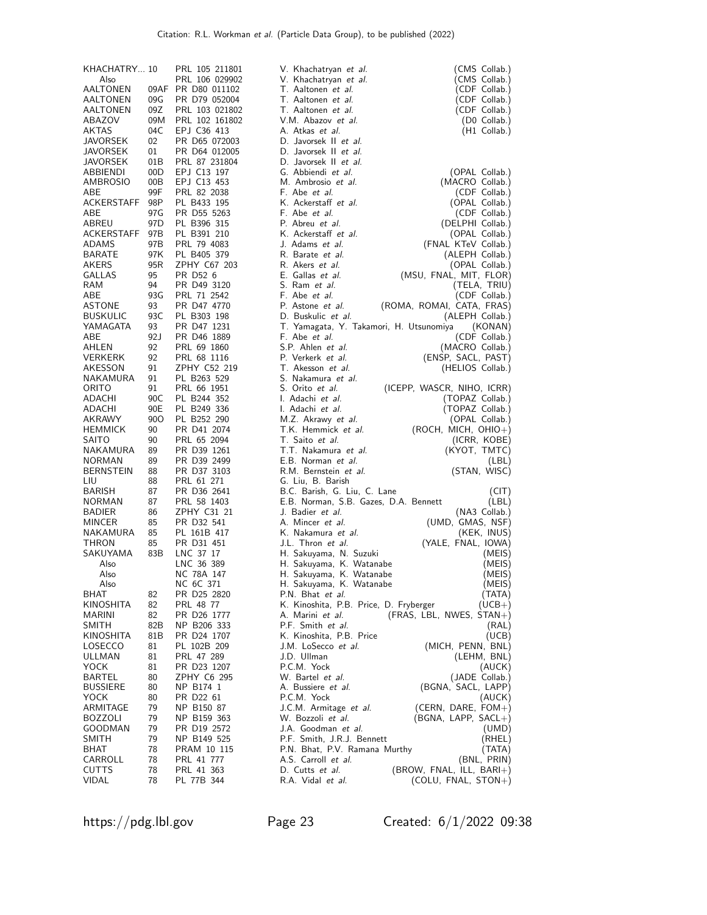| | | | | |
|---|---|---|---|---|
| KHACHATRY... | 10 | PRL 105 211801 | V. Khachatryan *et al.* | (CMS Collab.) |
| Also | | PRL 106 029902 | V. Khachatryan *et al.* | (CMS Collab.) |
| AALTONEN | 09AF | PR D80 011102 | T. Aaltonen *et al.* | (CDF Collab.) |
| AALTONEN | 09G | PR D79 052004 | T. Aaltonen *et al.* | (CDF Collab.) |
| AALTONEN | 09Z | PRL 103 021802 | T. Aaltonen *et al.* | (CDF Collab.) |
| ABAZOV | 09M | PRL 102 161802 | V.M. Abazov *et al.* | (D0 Collab.) |
| AKTAS | 04C | EPJ C36 413 | A. Atkas *et al.* | (H1 Collab.) |
| JAVORSEK | 02 | PR D65 072003 | D. Javorsek II *et al.* | |
| JAVORSEK | 01 | PR D64 012005 | D. Javorsek II *et al.* | |
| JAVORSEK | 01B | PRL 87 231804 | D. Javorsek II *et al.* | |
| ABBIENDI | 00D | EPJ C13 197 | G. Abbiendi *et al.* | (OPAL Collab.) |
| AMBROSIO | 00B | EPJ C13 453 | M. Ambrosio *et al.* | (MACRO Collab.) |
| ABE | 99F | PRL 82 2038 | F. Abe *et al.* | (CDF Collab.) |
| ACKERSTAFF | 98P | PL B433 195 | K. Ackerstaff *et al.* | (OPAL Collab.) |
| ABE | 97G | PR D55 5263 | F. Abe *et al.* | (CDF Collab.) |
| ABREU | 97D | PL B396 315 | P. Abreu *et al.* | (DELPHI Collab.) |
| ACKERSTAFF | 97B | PL B391 210 | K. Ackerstaff *et al.* | (OPAL Collab.) |
| ADAMS | 97B | PRL 79 4083 | J. Adams *et al.* | (FNAL KTeV Collab.) |
| BARATE | 97K | PL B405 379 | R. Barate *et al.* | (ALEPH Collab.) |
| AKERS | 95R | ZPHY C67 203 | R. Akers *et al.* | (OPAL Collab.) |
| GALLAS | 95 | PR D52 6 | E. Gallas *et al.* | (MSU, FNAL, MIT, FLOR) |
| RAM | 94 | PR D49 3120 | S. Ram *et al.* | (TELA, TRIU) |
| ABE | 93G | PRL 71 2542 | F. Abe *et al.* | (CDF Collab.) |
| ASTONE | 93 | PR D47 4770 | P. Astone *et al.* | (ROMA, ROMAI, CATA, FRAS) |
| BUSKULIC | 93C | PL B303 198 | D. Buskulic *et al.* | (ALEPH Collab.) |
| YAMAGATA | 93 | PR D47 1231 | T. Yamagata, Y. Takamori, H. Utsunomiya | (KONAN) |
| ABE | 92J | PR D46 1889 | F. Abe *et al.* | (CDF Collab.) |
| AHLEN | 92 | PRL 69 1860 | S.P. Ahlen *et al.* | (MACRO Collab.) |
| VERKERK | 92 | PRL 68 1116 | P. Verkerk *et al.* | (ENSP, SACL, PAST) |
| AKESSON | 91 | ZPHY C52 219 | T. Akesson *et al.* | (HELIOS Collab.) |
| NAKAMURA | 91 | PL B263 529 | S. Nakamura *et al.* | |
| ORITO | 91 | PRL 66 1951 | S. Orito *et al.* | (ICEPP, WASCR, NIHO, ICRR) |
| ADACHI | 90C | PL B244 352 | I. Adachi *et al.* | (TOPAZ Collab.) |
| ADACHI | 90E | PL B249 336 | I. Adachi *et al.* | (TOPAZ Collab.) |
| AKRAWY | 90O | PL B252 290 | M.Z. Akrawy *et al.* | (OPAL Collab.) |
| HEMMICK | 90 | PR D41 2074 | T.K. Hemmick *et al.* | (ROCH, MICH, OHIO+) |
| SAITO | 90 | PRL 65 2094 | T. Saito *et al.* | (ICRR, KOBE) |
| NAKAMURA | 89 | PR D39 1261 | T.T. Nakamura *et al.* | (KYOT, TMTC) |
| NORMAN | 89 | PR D39 2499 | E.B. Norman *et al.* | (LBL) |
| BERNSTEIN | 88 | PR D37 3103 | R.M. Bernstein *et al.* | (STAN, WISC) |
| LIU | 88 | PRL 61 271 | G. Liu, B. Barish | |
| BARISH | 87 | PR D36 2641 | B.C. Barish, G. Liu, C. Lane | (CIT) |
| NORMAN | 87 | PRL 58 1403 | E.B. Norman, S.B. Gazes, D.A. Bennett | (LBL) |
| BADIER | 86 | ZPHY C31 21 | J. Badier *et al.* | (NA3 Collab.) |
| MINCER | 85 | PR D32 541 | A. Mincer *et al.* | (UMD, GMAS, NSF) |
| NAKAMURA | 85 | PL 161B 417 | K. Nakamura *et al.* | (KEK, INUS) |
| THRON | 85 | PR D31 451 | J.L. Thron *et al.* | (YALE, FNAL, IOWA) |
| SAKUYAMA | 83B | LNC 37 17 | H. Sakuyama, N. Suzuki | (MEIS) |
| Also | | LNC 36 389 | H. Sakuyama, K. Watanabe | (MEIS) |
| Also | | NC 78A 147 | H. Sakuyama, K. Watanabe | (MEIS) |
| Also | | NC 6C 371 | H. Sakuyama, K. Watanabe | (MEIS) |
| BHAT | 82 | PR D25 2820 | P.N. Bhat *et al.* | (TATA) |
| KINOSHITA | 82 | PRL 48 77 | K. Kinoshita, P.B. Price, D. Fryberger | (UCB+) |
| MARINI | 82 | PR D26 1777 | A. Marini *et al.* | (FRAS, LBL, NWES, STAN+) |
| SMITH | 82B | NP B206 333 | P.F. Smith *et al.* | (RAL) |
| KINOSHITA | 81B | PR D24 1707 | K. Kinoshita, P.B. Price | (UCB) |
| LOSECCO | 81 | PL 102B 209 | J.M. LoSecco *et al.* | (MICH, PENN, BNL) |
| ULLMAN | 81 | PRL 47 289 | J.D. Ullman | (LEHM, BNL) |
| YOCK | 81 | PR D23 1207 | P.C.M. Yock | (AUCK) |
| BARTEL | 80 | ZPHY C6 295 | W. Bartel *et al.* | (JADE Collab.) |
| BUSSIERE | 80 | NP B174 1 | A. Bussiere *et al.* | (BGNA, SACL, LAPP) |
| YOCK | 80 | PR D22 61 | P.C.M. Yock | (AUCK) |
| ARMITAGE | 79 | NP B150 87 | J.C.M. Armitage *et al.* | (CERN, DARE, FOM+) |
| BOZZOLI | 79 | NP B159 363 | W. Bozzoli *et al.* | (BGNA, LAPP, SACL+) |
| GOODMAN | 79 | PR D19 2572 | J.A. Goodman *et al.* | (UMD) |
| SMITH | 79 | NP B149 525 | P.F. Smith, J.R.J. Bennett | (RHEL) |
| BHAT | 78 | PRAM 10 115 | P.N. Bhat, P.V. Ramana Murthy | (TATA) |
| CARROLL | 78 | PRL 41 777 | A.S. Carroll *et al.* | (BNL, PRIN) |
| CUTTS | 78 | PRL 41 363 | D. Cutts *et al.* | (BROW, FNAL, ILL, BARI+) |
| VIDAL | 78 | PL 77B 344 | R.A. Vidal *et al.* | (COLU, FNAL, STON+) |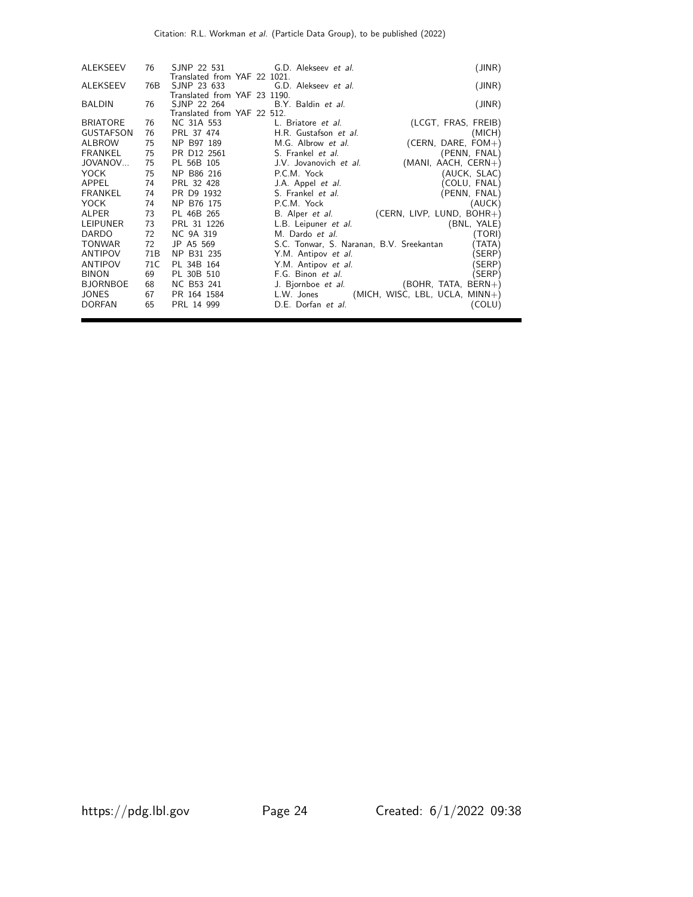| | | | | |
|---|---|---|---|---|
| ALEKSEEV | 76 | SJNP 22 531 | G.D. Alekseev *et al.* | (JINR) |
| | | Translated from YAF 22 1021. | | |
| ALEKSEEV | 76B | SJNP 23 633 | G.D. Alekseev *et al.* | (JINR) |
| | | Translated from YAF 23 1190. | | |
| BALDIN | 76 | SJNP 22 264 | B.Y. Baldin *et al.* | (JINR) |
| | | Translated from YAF 22 512. | | |
| BRIATORE | 76 | NC 31A 553 | L. Briatore *et al.* | (LCGT, FRAS, FREIB) |
| GUSTAFSON | 76 | PRL 37 474 | H.R. Gustafson *et al.* | (MICH) |
| ALBROW | 75 | NP B97 189 | M.G. Albrow *et al.* | (CERN, DARE, FOM+) |
| FRANKEL | 75 | PR D12 2561 | S. Frankel *et al.* | (PENN, FNAL) |
| JOVANOV... | 75 | PL 56B 105 | J.V. Jovanovich *et al.* | (MANI, AACH, CERN+) |
| YOCK | 75 | NP B86 216 | P.C.M. Yock | (AUCK, SLAC) |
| APPEL | 74 | PRL 32 428 | J.A. Appel *et al.* | (COLU, FNAL) |
| FRANKEL | 74 | PR D9 1932 | S. Frankel *et al.* | (PENN, FNAL) |
| YOCK | 74 | NP B76 175 | P.C.M. Yock | (AUCK) |
| ALPER | 73 | PL 46B 265 | B. Alper *et al.* | (CERN, LIVP, LUND, BOHR+) |
| LEIPUNER | 73 | PRL 31 1226 | L.B. Leipuner *et al.* | (BNL, YALE) |
| DARDO | 72 | NC 9A 319 | M. Dardo *et al.* | (TORI) |
| TONWAR | 72 | JP A5 569 | S.C. Tonwar, S. Naranan, B.V. Sreekantan | (TATA) |
| ANTIPOV | 71B | NP B31 235 | Y.M. Antipov *et al.* | (SERP) |
| ANTIPOV | 71C | PL 34B 164 | Y.M. Antipov *et al.* | (SERP) |
| BINON | 69 | PL 30B 510 | F.G. Binon *et al.* | (SERP) |
| BJORNBOE | 68 | NC B53 241 | J. Bjornboe *et al.* | (BOHR, TATA, BERN+) |
| JONES | 67 | PR 164 1584 | L.W. Jones | (MICH, WISC, LBL, UCLA, MINN+) |
| DORFAN | 65 | PRL 14 999 | D.E. Dorfan *et al.* | (COLU) |